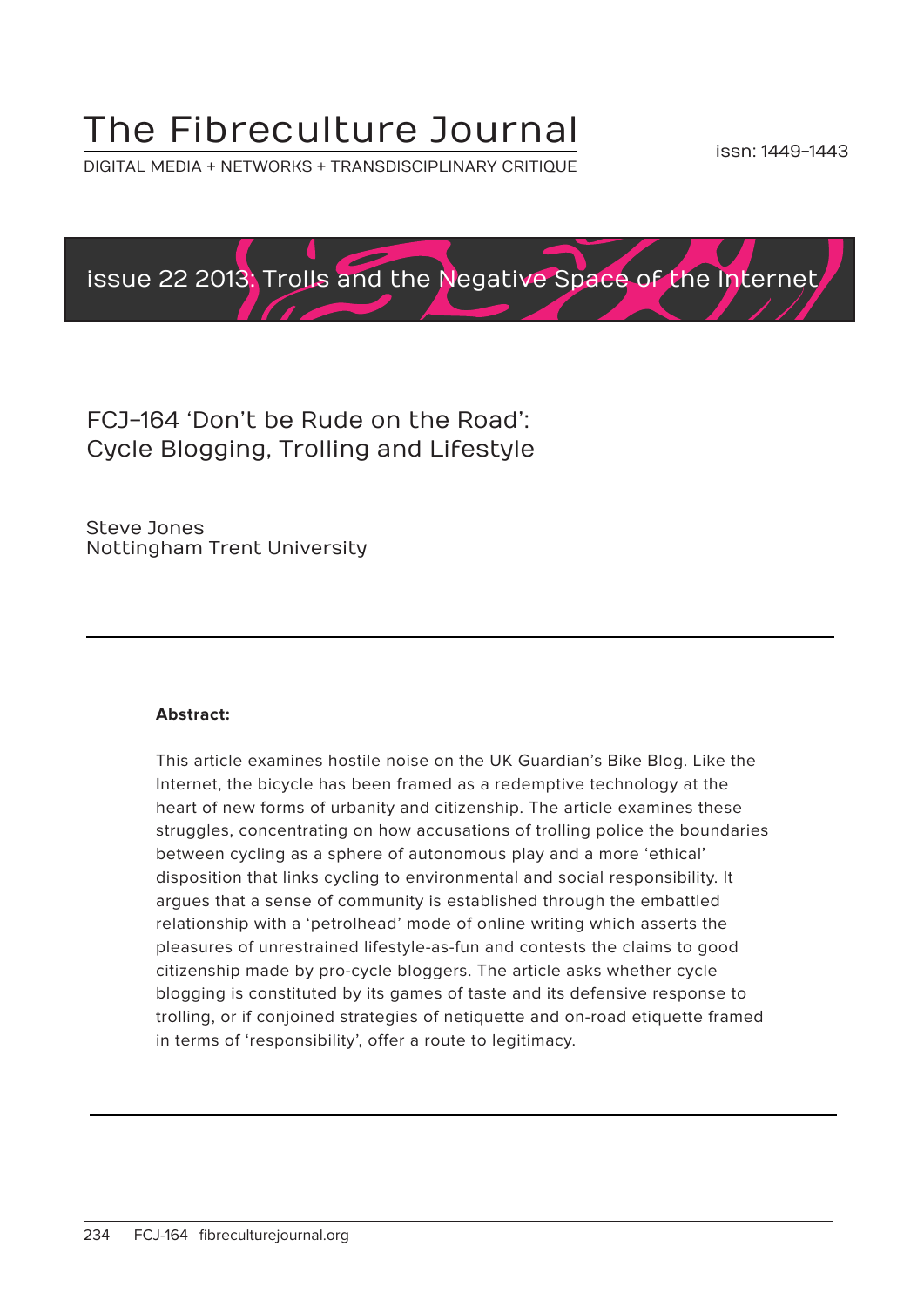# The Fibreculture Journal

DIGITAL MEDIA + NETWORKS + TRANSDISCIPLINARY CRITIQUE

issn: 1449-1443

issue 22 2013: Trolls and the Negative Space of the Internet

## FCJ-164 'Don't be Rude on the Road': Cycle Blogging, Trolling and Lifestyle

Steve Jones
Nottingham Trent University

---

**Abstract:**

This article examines hostile noise on the UK Guardian's Bike Blog. Like the Internet, the bicycle has been framed as a redemptive technology at the heart of new forms of urbanity and citizenship. The article examines these struggles, concentrating on how accusations of trolling police the boundaries between cycling as a sphere of autonomous play and a more 'ethical' disposition that links cycling to environmental and social responsibility. It argues that a sense of community is established through the embattled relationship with a 'petrolhead' mode of online writing which asserts the pleasures of unrestrained lifestyle-as-fun and contests the claims to good citizenship made by pro-cycle bloggers. The article asks whether cycle blogging is constituted by its games of taste and its defensive response to trolling, or if conjoined strategies of netiquette and on-road etiquette framed in terms of 'responsibility', offer a route to legitimacy.

---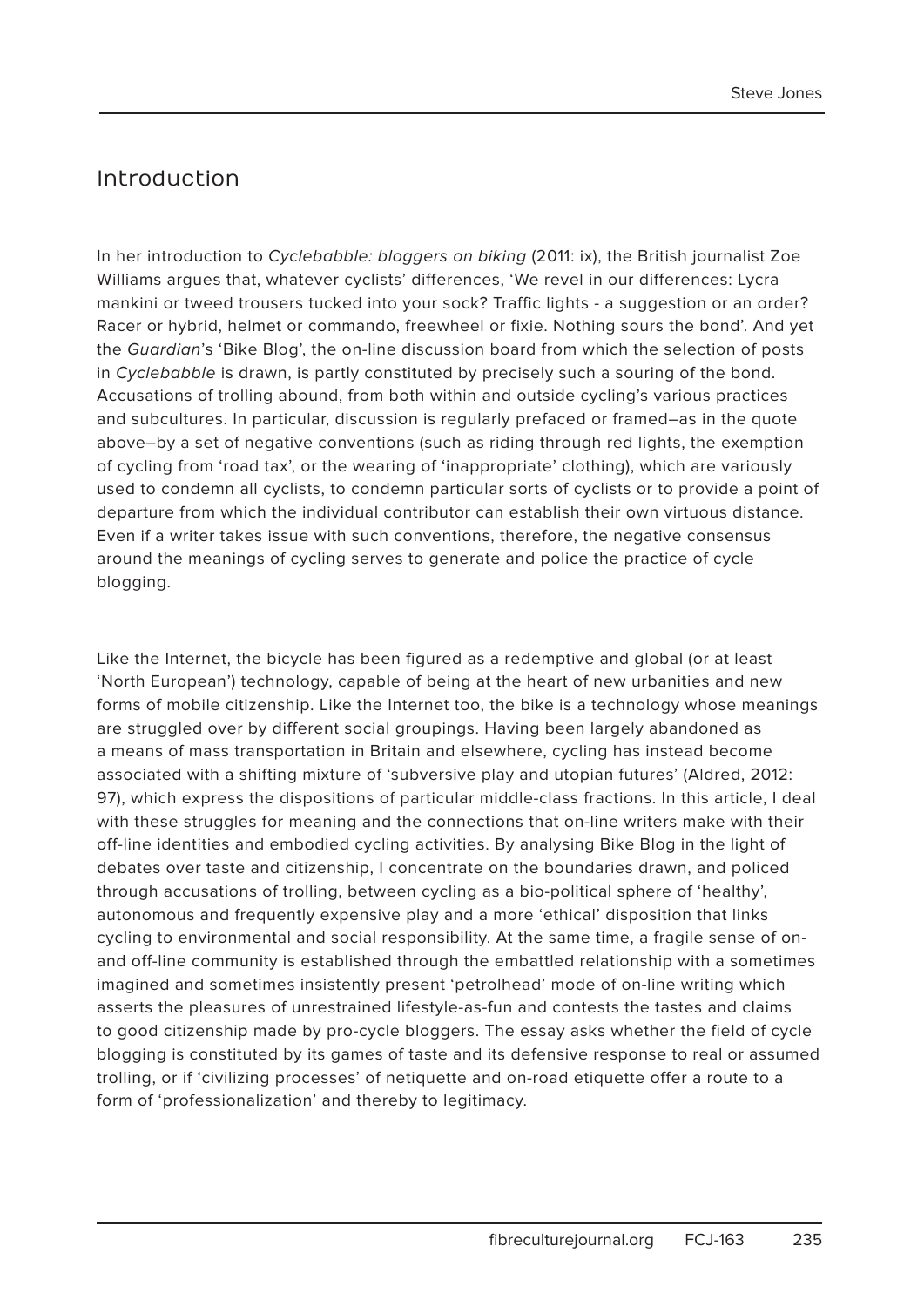## Introduction

In her introduction to *Cyclebabble: bloggers on biking* (2011: ix), the British journalist Zoe Williams argues that, whatever cyclists' differences, 'We revel in our differences: Lycra mankini or tweed trousers tucked into your sock? Traffic lights - a suggestion or an order? Racer or hybrid, helmet or commando, freewheel or fixie. Nothing sours the bond'. And yet the *Guardian*'s 'Bike Blog', the on-line discussion board from which the selection of posts in *Cyclebabble* is drawn, is partly constituted by precisely such a souring of the bond. Accusations of trolling abound, from both within and outside cycling's various practices and subcultures. In particular, discussion is regularly prefaced or framed–as in the quote above–by a set of negative conventions (such as riding through red lights, the exemption of cycling from 'road tax', or the wearing of 'inappropriate' clothing), which are variously used to condemn all cyclists, to condemn particular sorts of cyclists or to provide a point of departure from which the individual contributor can establish their own virtuous distance. Even if a writer takes issue with such conventions, therefore, the negative consensus around the meanings of cycling serves to generate and police the practice of cycle blogging.

Like the Internet, the bicycle has been figured as a redemptive and global (or at least 'North European') technology, capable of being at the heart of new urbanities and new forms of mobile citizenship. Like the Internet too, the bike is a technology whose meanings are struggled over by different social groupings. Having been largely abandoned as a means of mass transportation in Britain and elsewhere, cycling has instead become associated with a shifting mixture of 'subversive play and utopian futures' (Aldred, 2012: 97), which express the dispositions of particular middle-class fractions. In this article, I deal with these struggles for meaning and the connections that on-line writers make with their off-line identities and embodied cycling activities. By analysing Bike Blog in the light of debates over taste and citizenship, I concentrate on the boundaries drawn, and policed through accusations of trolling, between cycling as a bio-political sphere of 'healthy', autonomous and frequently expensive play and a more 'ethical' disposition that links cycling to environmental and social responsibility. At the same time, a fragile sense of on- and off-line community is established through the embattled relationship with a sometimes imagined and sometimes insistently present 'petrolhead' mode of on-line writing which asserts the pleasures of unrestrained lifestyle-as-fun and contests the tastes and claims to good citizenship made by pro-cycle bloggers. The essay asks whether the field of cycle blogging is constituted by its games of taste and its defensive response to real or assumed trolling, or if 'civilizing processes' of netiquette and on-road etiquette offer a route to a form of 'professionalization' and thereby to legitimacy.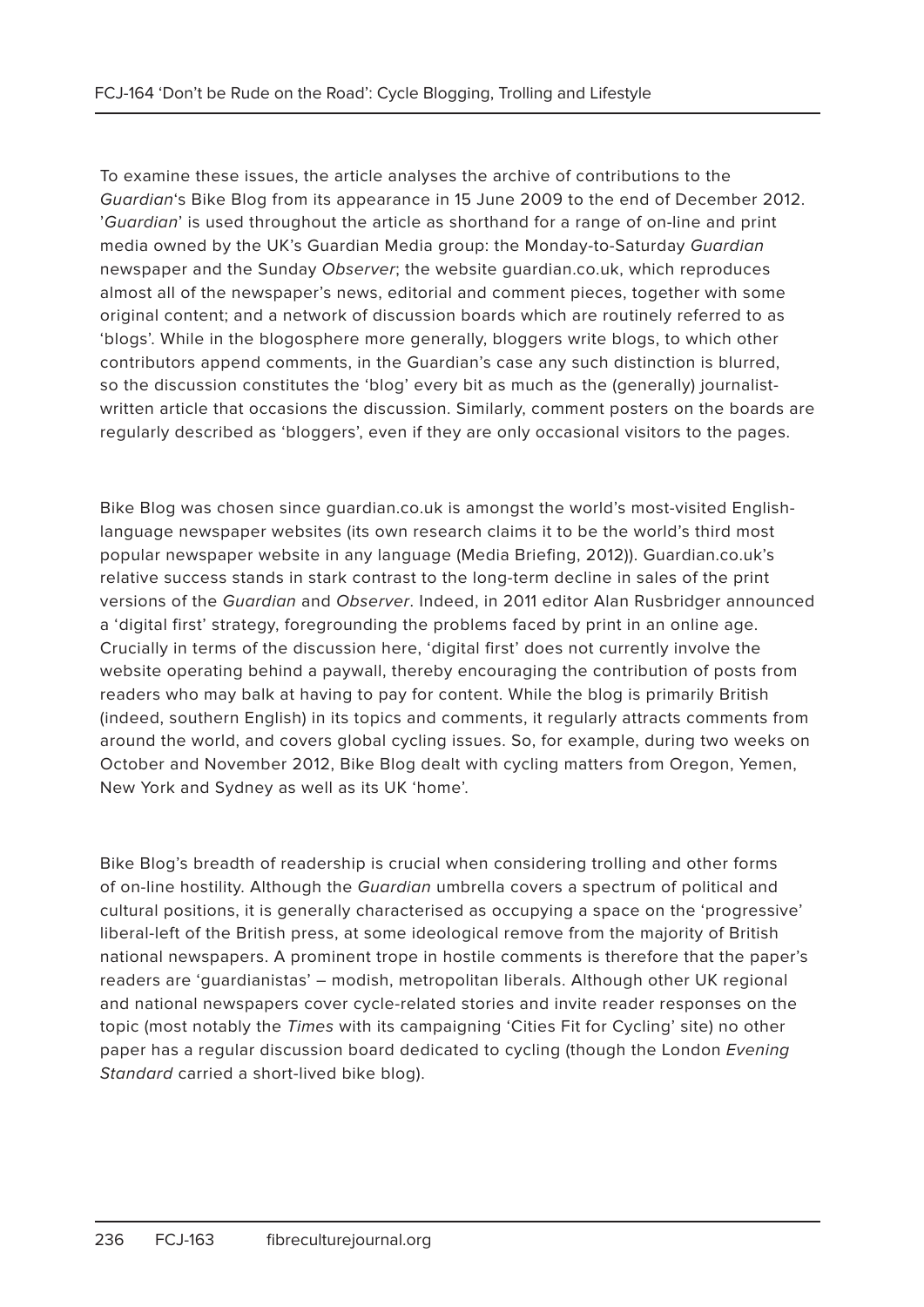To examine these issues, the article analyses the archive of contributions to the *Guardian*'s Bike Blog from its appearance in 15 June 2009 to the end of December 2012. '*Guardian*' is used throughout the article as shorthand for a range of on-line and print media owned by the UK's Guardian Media group: the Monday-to-Saturday *Guardian* newspaper and the Sunday *Observer*; the website guardian.co.uk, which reproduces almost all of the newspaper's news, editorial and comment pieces, together with some original content; and a network of discussion boards which are routinely referred to as 'blogs'. While in the blogosphere more generally, bloggers write blogs, to which other contributors append comments, in the Guardian's case any such distinction is blurred, so the discussion constitutes the 'blog' every bit as much as the (generally) journalist-written article that occasions the discussion. Similarly, comment posters on the boards are regularly described as 'bloggers', even if they are only occasional visitors to the pages.

Bike Blog was chosen since guardian.co.uk is amongst the world's most-visited English-language newspaper websites (its own research claims it to be the world's third most popular newspaper website in any language (Media Briefing, 2012)). Guardian.co.uk's relative success stands in stark contrast to the long-term decline in sales of the print versions of the *Guardian* and *Observer*. Indeed, in 2011 editor Alan Rusbridger announced a 'digital first' strategy, foregrounding the problems faced by print in an online age. Crucially in terms of the discussion here, 'digital first' does not currently involve the website operating behind a paywall, thereby encouraging the contribution of posts from readers who may balk at having to pay for content. While the blog is primarily British (indeed, southern English) in its topics and comments, it regularly attracts comments from around the world, and covers global cycling issues. So, for example, during two weeks on October and November 2012, Bike Blog dealt with cycling matters from Oregon, Yemen, New York and Sydney as well as its UK 'home'.

Bike Blog's breadth of readership is crucial when considering trolling and other forms of on-line hostility. Although the *Guardian* umbrella covers a spectrum of political and cultural positions, it is generally characterised as occupying a space on the 'progressive' liberal-left of the British press, at some ideological remove from the majority of British national newspapers. A prominent trope in hostile comments is therefore that the paper's readers are 'guardianistas' – modish, metropolitan liberals. Although other UK regional and national newspapers cover cycle-related stories and invite reader responses on the topic (most notably the *Times* with its campaigning 'Cities Fit for Cycling' site) no other paper has a regular discussion board dedicated to cycling (though the London *Evening Standard* carried a short-lived bike blog).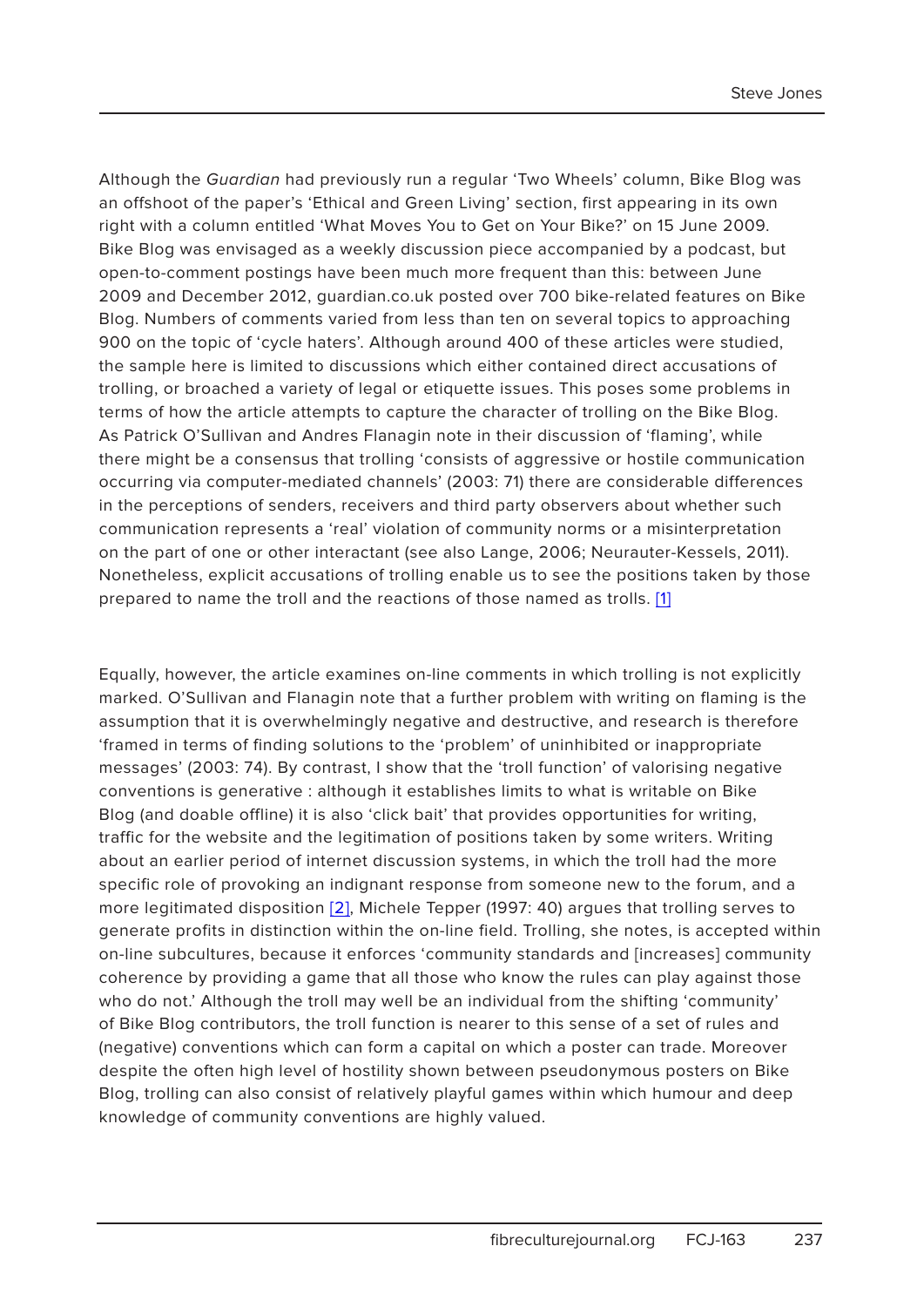Although the *Guardian* had previously run a regular 'Two Wheels' column, Bike Blog was an offshoot of the paper's 'Ethical and Green Living' section, first appearing in its own right with a column entitled 'What Moves You to Get on Your Bike?' on 15 June 2009. Bike Blog was envisaged as a weekly discussion piece accompanied by a podcast, but open-to-comment postings have been much more frequent than this: between June 2009 and December 2012, guardian.co.uk posted over 700 bike-related features on Bike Blog. Numbers of comments varied from less than ten on several topics to approaching 900 on the topic of 'cycle haters'. Although around 400 of these articles were studied, the sample here is limited to discussions which either contained direct accusations of trolling, or broached a variety of legal or etiquette issues. This poses some problems in terms of how the article attempts to capture the character of trolling on the Bike Blog. As Patrick O'Sullivan and Andres Flanagin note in their discussion of 'flaming', while there might be a consensus that trolling 'consists of aggressive or hostile communication occurring via computer-mediated channels' (2003: 71) there are considerable differences in the perceptions of senders, receivers and third party observers about whether such communication represents a 'real' violation of community norms or a misinterpretation on the part of one or other interactant (see also Lange, 2006; Neurauter-Kessels, 2011). Nonetheless, explicit accusations of trolling enable us to see the positions taken by those prepared to name the troll and the reactions of those named as trolls. [1]

Equally, however, the article examines on-line comments in which trolling is not explicitly marked. O'Sullivan and Flanagin note that a further problem with writing on flaming is the assumption that it is overwhelmingly negative and destructive, and research is therefore 'framed in terms of finding solutions to the 'problem' of uninhibited or inappropriate messages' (2003: 74). By contrast, I show that the 'troll function' of valorising negative conventions is generative : although it establishes limits to what is writable on Bike Blog (and doable offline) it is also 'click bait' that provides opportunities for writing, traffic for the website and the legitimation of positions taken by some writers. Writing about an earlier period of internet discussion systems, in which the troll had the more specific role of provoking an indignant response from someone new to the forum, and a more legitimated disposition [2], Michele Tepper (1997: 40) argues that trolling serves to generate profits in distinction within the on-line field. Trolling, she notes, is accepted within on-line subcultures, because it enforces 'community standards and [increases] community coherence by providing a game that all those who know the rules can play against those who do not.' Although the troll may well be an individual from the shifting 'community' of Bike Blog contributors, the troll function is nearer to this sense of a set of rules and (negative) conventions which can form a capital on which a poster can trade. Moreover despite the often high level of hostility shown between pseudonymous posters on Bike Blog, trolling can also consist of relatively playful games within which humour and deep knowledge of community conventions are highly valued.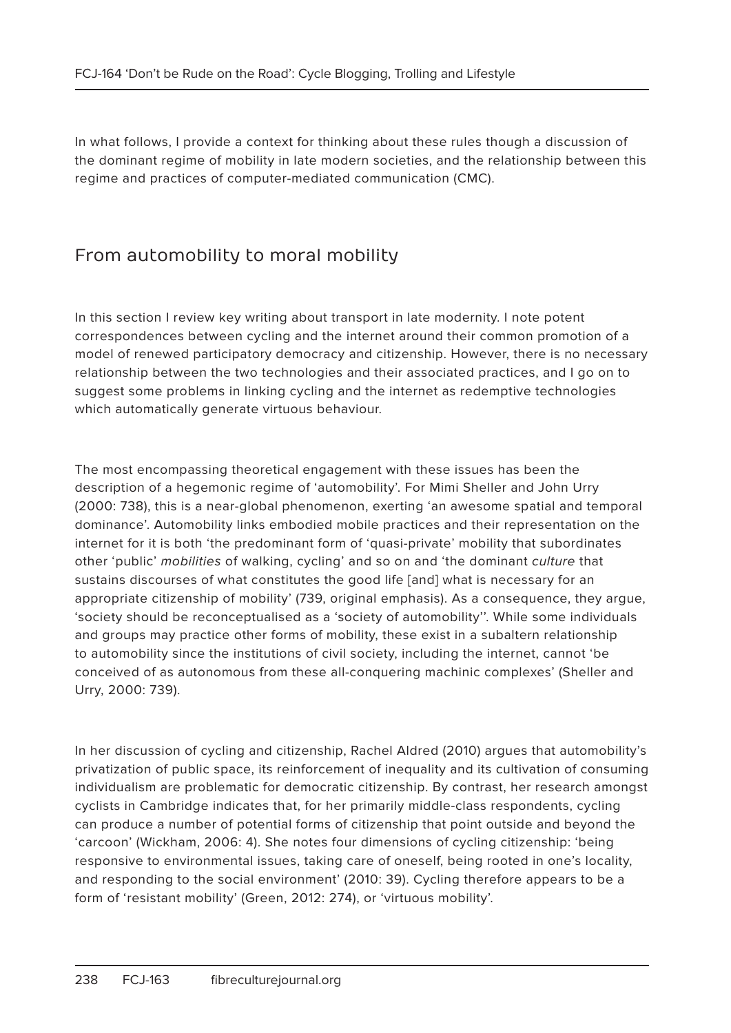In what follows, I provide a context for thinking about these rules though a discussion of the dominant regime of mobility in late modern societies, and the relationship between this regime and practices of computer-mediated communication (CMC).

## From automobility to moral mobility

In this section I review key writing about transport in late modernity. I note potent correspondences between cycling and the internet around their common promotion of a model of renewed participatory democracy and citizenship. However, there is no necessary relationship between the two technologies and their associated practices, and I go on to suggest some problems in linking cycling and the internet as redemptive technologies which automatically generate virtuous behaviour.

The most encompassing theoretical engagement with these issues has been the description of a hegemonic regime of 'automobility'. For Mimi Sheller and John Urry (2000: 738), this is a near-global phenomenon, exerting 'an awesome spatial and temporal dominance'. Automobility links embodied mobile practices and their representation on the internet for it is both 'the predominant form of 'quasi-private' mobility that subordinates other 'public' *mobilities* of walking, cycling' and so on and 'the dominant *culture* that sustains discourses of what constitutes the good life [and] what is necessary for an appropriate citizenship of mobility' (739, original emphasis). As a consequence, they argue, 'society should be reconceptualised as a 'society of automobility''. While some individuals and groups may practice other forms of mobility, these exist in a subaltern relationship to automobility since the institutions of civil society, including the internet, cannot 'be conceived of as autonomous from these all-conquering machinic complexes' (Sheller and Urry, 2000: 739).

In her discussion of cycling and citizenship, Rachel Aldred (2010) argues that automobility's privatization of public space, its reinforcement of inequality and its cultivation of consuming individualism are problematic for democratic citizenship. By contrast, her research amongst cyclists in Cambridge indicates that, for her primarily middle-class respondents, cycling can produce a number of potential forms of citizenship that point outside and beyond the 'carcoon' (Wickham, 2006: 4). She notes four dimensions of cycling citizenship: 'being responsive to environmental issues, taking care of oneself, being rooted in one's locality, and responding to the social environment' (2010: 39). Cycling therefore appears to be a form of 'resistant mobility' (Green, 2012: 274), or 'virtuous mobility'.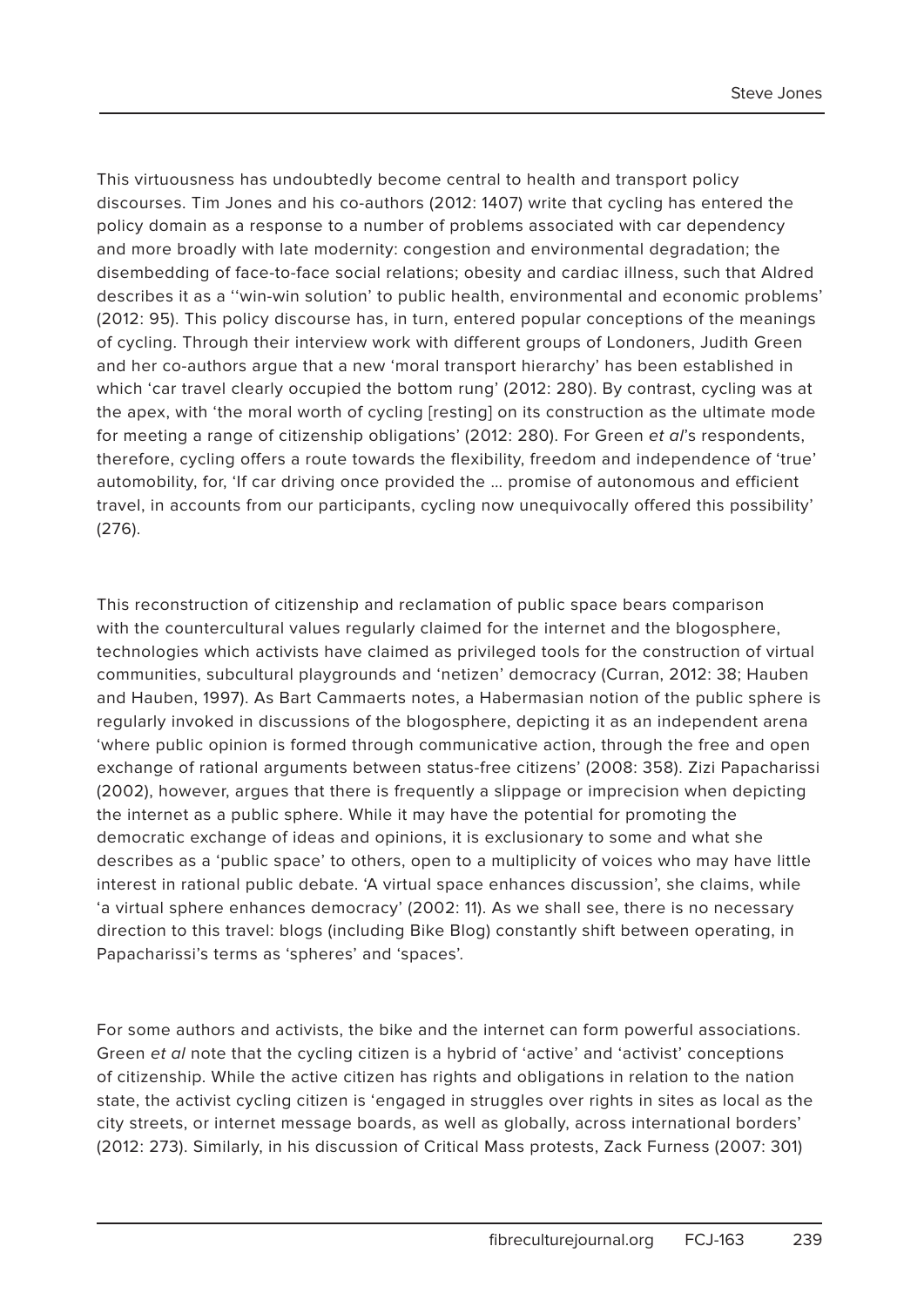This virtuousness has undoubtedly become central to health and transport policy discourses. Tim Jones and his co-authors (2012: 1407) write that cycling has entered the policy domain as a response to a number of problems associated with car dependency and more broadly with late modernity: congestion and environmental degradation; the disembedding of face-to-face social relations; obesity and cardiac illness, such that Aldred describes it as a ''win-win solution' to public health, environmental and economic problems' (2012: 95). This policy discourse has, in turn, entered popular conceptions of the meanings of cycling. Through their interview work with different groups of Londoners, Judith Green and her co-authors argue that a new 'moral transport hierarchy' has been established in which 'car travel clearly occupied the bottom rung' (2012: 280). By contrast, cycling was at the apex, with 'the moral worth of cycling [resting] on its construction as the ultimate mode for meeting a range of citizenship obligations' (2012: 280). For Green *et al*'s respondents, therefore, cycling offers a route towards the flexibility, freedom and independence of 'true' automobility, for, 'If car driving once provided the … promise of autonomous and efficient travel, in accounts from our participants, cycling now unequivocally offered this possibility' (276).

This reconstruction of citizenship and reclamation of public space bears comparison with the countercultural values regularly claimed for the internet and the blogosphere, technologies which activists have claimed as privileged tools for the construction of virtual communities, subcultural playgrounds and 'netizen' democracy (Curran, 2012: 38; Hauben and Hauben, 1997). As Bart Cammaerts notes, a Habermasian notion of the public sphere is regularly invoked in discussions of the blogosphere, depicting it as an independent arena 'where public opinion is formed through communicative action, through the free and open exchange of rational arguments between status-free citizens' (2008: 358). Zizi Papacharissi (2002), however, argues that there is frequently a slippage or imprecision when depicting the internet as a public sphere. While it may have the potential for promoting the democratic exchange of ideas and opinions, it is exclusionary to some and what she describes as a 'public space' to others, open to a multiplicity of voices who may have little interest in rational public debate. 'A virtual space enhances discussion', she claims, while 'a virtual sphere enhances democracy' (2002: 11). As we shall see, there is no necessary direction to this travel: blogs (including Bike Blog) constantly shift between operating, in Papacharissi's terms as 'spheres' and 'spaces'.

For some authors and activists, the bike and the internet can form powerful associations. Green *et al* note that the cycling citizen is a hybrid of 'active' and 'activist' conceptions of citizenship. While the active citizen has rights and obligations in relation to the nation state, the activist cycling citizen is 'engaged in struggles over rights in sites as local as the city streets, or internet message boards, as well as globally, across international borders' (2012: 273). Similarly, in his discussion of Critical Mass protests, Zack Furness (2007: 301)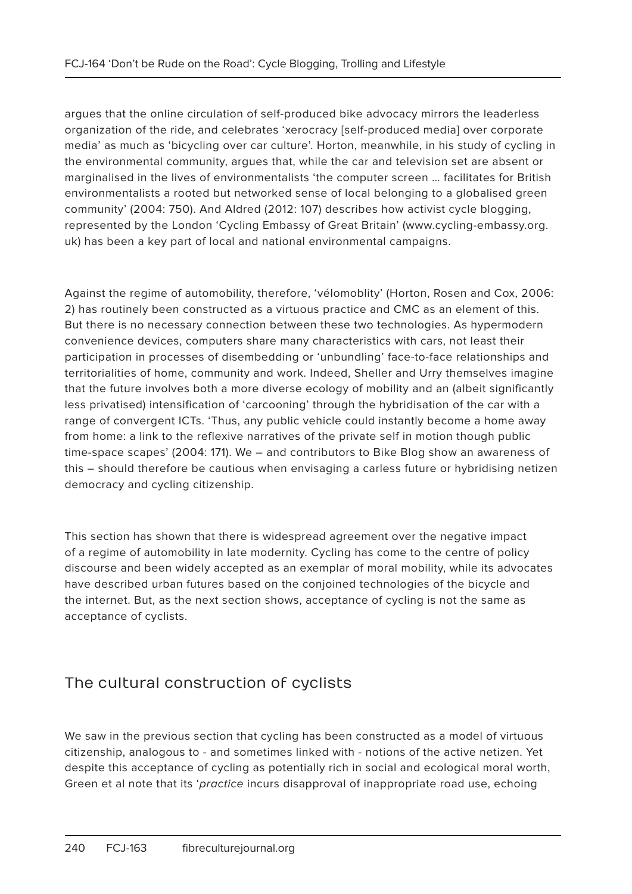argues that the online circulation of self-produced bike advocacy mirrors the leaderless organization of the ride, and celebrates 'xerocracy [self-produced media] over corporate media' as much as 'bicycling over car culture'. Horton, meanwhile, in his study of cycling in the environmental community, argues that, while the car and television set are absent or marginalised in the lives of environmentalists 'the computer screen … facilitates for British environmentalists a rooted but networked sense of local belonging to a globalised green community' (2004: 750). And Aldred (2012: 107) describes how activist cycle blogging, represented by the London 'Cycling Embassy of Great Britain' (www.cycling-embassy.org.uk) has been a key part of local and national environmental campaigns.

Against the regime of automobility, therefore, 'vélomoblity' (Horton, Rosen and Cox, 2006: 2) has routinely been constructed as a virtuous practice and CMC as an element of this. But there is no necessary connection between these two technologies. As hypermodern convenience devices, computers share many characteristics with cars, not least their participation in processes of disembedding or 'unbundling' face-to-face relationships and territorialities of home, community and work. Indeed, Sheller and Urry themselves imagine that the future involves both a more diverse ecology of mobility and an (albeit significantly less privatised) intensification of 'carcooning' through the hybridisation of the car with a range of convergent ICTs. 'Thus, any public vehicle could instantly become a home away from home: a link to the reflexive narratives of the private self in motion though public time-space scapes' (2004: 171). We – and contributors to Bike Blog show an awareness of this – should therefore be cautious when envisaging a carless future or hybridising netizen democracy and cycling citizenship.

This section has shown that there is widespread agreement over the negative impact of a regime of automobility in late modernity. Cycling has come to the centre of policy discourse and been widely accepted as an exemplar of moral mobility, while its advocates have described urban futures based on the conjoined technologies of the bicycle and the internet. But, as the next section shows, acceptance of cycling is not the same as acceptance of cyclists.

## The cultural construction of cyclists

We saw in the previous section that cycling has been constructed as a model of virtuous citizenship, analogous to - and sometimes linked with - notions of the active netizen. Yet despite this acceptance of cycling as potentially rich in social and ecological moral worth, Green et al note that its '*practice* incurs disapproval of inappropriate road use, echoing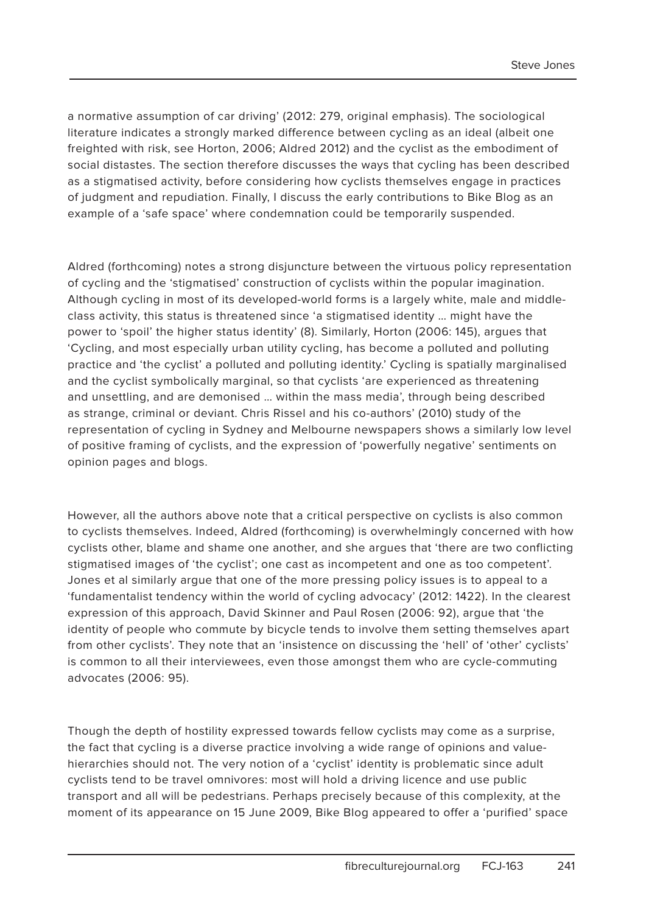a normative assumption of car driving' (2012: 279, original emphasis). The sociological literature indicates a strongly marked difference between cycling as an ideal (albeit one freighted with risk, see Horton, 2006; Aldred 2012) and the cyclist as the embodiment of social distastes. The section therefore discusses the ways that cycling has been described as a stigmatised activity, before considering how cyclists themselves engage in practices of judgment and repudiation. Finally, I discuss the early contributions to Bike Blog as an example of a 'safe space' where condemnation could be temporarily suspended.

Aldred (forthcoming) notes a strong disjuncture between the virtuous policy representation of cycling and the 'stigmatised' construction of cyclists within the popular imagination. Although cycling in most of its developed-world forms is a largely white, male and middle-class activity, this status is threatened since 'a stigmatised identity … might have the power to 'spoil' the higher status identity' (8). Similarly, Horton (2006: 145), argues that 'Cycling, and most especially urban utility cycling, has become a polluted and polluting practice and 'the cyclist' a polluted and polluting identity.' Cycling is spatially marginalised and the cyclist symbolically marginal, so that cyclists 'are experienced as threatening and unsettling, and are demonised … within the mass media', through being described as strange, criminal or deviant. Chris Rissel and his co-authors' (2010) study of the representation of cycling in Sydney and Melbourne newspapers shows a similarly low level of positive framing of cyclists, and the expression of 'powerfully negative' sentiments on opinion pages and blogs.

However, all the authors above note that a critical perspective on cyclists is also common to cyclists themselves. Indeed, Aldred (forthcoming) is overwhelmingly concerned with how cyclists other, blame and shame one another, and she argues that 'there are two conflicting stigmatised images of 'the cyclist'; one cast as incompetent and one as too competent'. Jones et al similarly argue that one of the more pressing policy issues is to appeal to a 'fundamentalist tendency within the world of cycling advocacy' (2012: 1422). In the clearest expression of this approach, David Skinner and Paul Rosen (2006: 92), argue that 'the identity of people who commute by bicycle tends to involve them setting themselves apart from other cyclists'. They note that an 'insistence on discussing the 'hell' of 'other' cyclists' is common to all their interviewees, even those amongst them who are cycle-commuting advocates (2006: 95).

Though the depth of hostility expressed towards fellow cyclists may come as a surprise, the fact that cycling is a diverse practice involving a wide range of opinions and value-hierarchies should not. The very notion of a 'cyclist' identity is problematic since adult cyclists tend to be travel omnivores: most will hold a driving licence and use public transport and all will be pedestrians. Perhaps precisely because of this complexity, at the moment of its appearance on 15 June 2009, Bike Blog appeared to offer a 'purified' space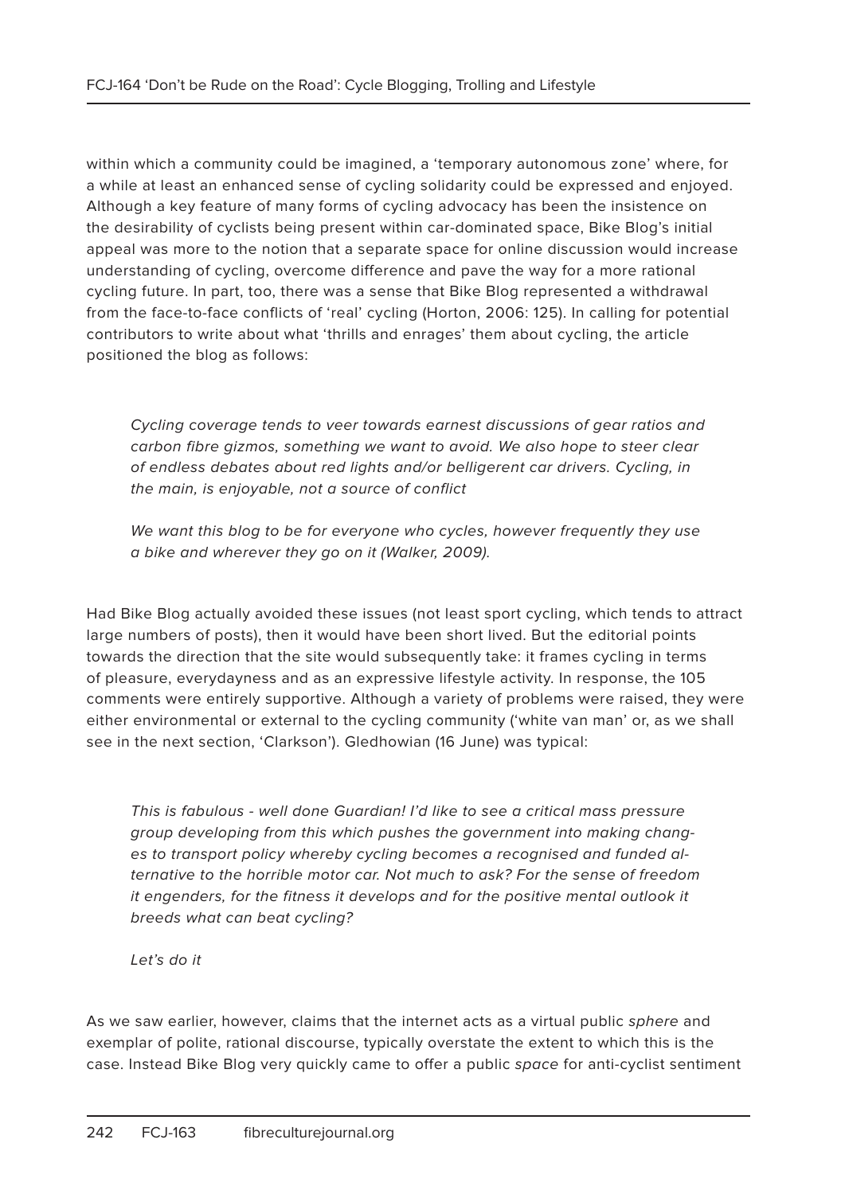within which a community could be imagined, a 'temporary autonomous zone' where, for a while at least an enhanced sense of cycling solidarity could be expressed and enjoyed. Although a key feature of many forms of cycling advocacy has been the insistence on the desirability of cyclists being present within car-dominated space, Bike Blog's initial appeal was more to the notion that a separate space for online discussion would increase understanding of cycling, overcome difference and pave the way for a more rational cycling future. In part, too, there was a sense that Bike Blog represented a withdrawal from the face-to-face conflicts of 'real' cycling (Horton, 2006: 125). In calling for potential contributors to write about what 'thrills and enrages' them about cycling, the article positioned the blog as follows:

> *Cycling coverage tends to veer towards earnest discussions of gear ratios and carbon fibre gizmos, something we want to avoid. We also hope to steer clear of endless debates about red lights and/or belligerent car drivers. Cycling, in the main, is enjoyable, not a source of conflict*
>
> *We want this blog to be for everyone who cycles, however frequently they use a bike and wherever they go on it (Walker, 2009).*

Had Bike Blog actually avoided these issues (not least sport cycling, which tends to attract large numbers of posts), then it would have been short lived. But the editorial points towards the direction that the site would subsequently take: it frames cycling in terms of pleasure, everydayness and as an expressive lifestyle activity. In response, the 105 comments were entirely supportive. Although a variety of problems were raised, they were either environmental or external to the cycling community ('white van man' or, as we shall see in the next section, 'Clarkson'). Gledhowian (16 June) was typical:

> *This is fabulous - well done Guardian! I'd like to see a critical mass pressure group developing from this which pushes the government into making changes to transport policy whereby cycling becomes a recognised and funded alternative to the horrible motor car. Not much to ask? For the sense of freedom it engenders, for the fitness it develops and for the positive mental outlook it breeds what can beat cycling?*
>
> *Let's do it*

As we saw earlier, however, claims that the internet acts as a virtual public *sphere* and exemplar of polite, rational discourse, typically overstate the extent to which this is the case. Instead Bike Blog very quickly came to offer a public *space* for anti-cyclist sentiment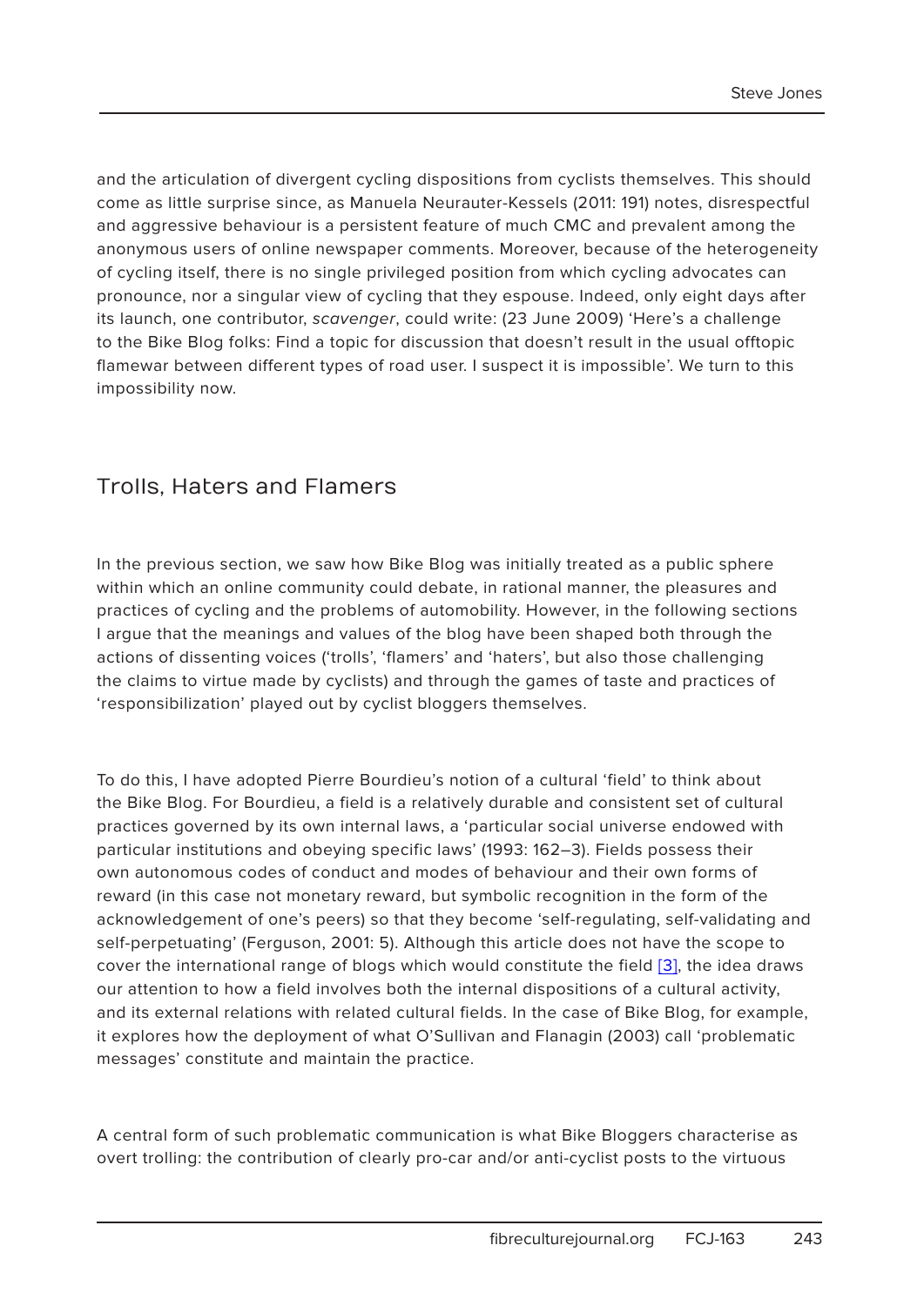and the articulation of divergent cycling dispositions from cyclists themselves. This should come as little surprise since, as Manuela Neurauter-Kessels (2011: 191) notes, disrespectful and aggressive behaviour is a persistent feature of much CMC and prevalent among the anonymous users of online newspaper comments. Moreover, because of the heterogeneity of cycling itself, there is no single privileged position from which cycling advocates can pronounce, nor a singular view of cycling that they espouse. Indeed, only eight days after its launch, one contributor, *scavenger*, could write: (23 June 2009) 'Here's a challenge to the Bike Blog folks: Find a topic for discussion that doesn't result in the usual offtopic flamewar between different types of road user. I suspect it is impossible'. We turn to this impossibility now.

## Trolls, Haters and Flamers

In the previous section, we saw how Bike Blog was initially treated as a public sphere within which an online community could debate, in rational manner, the pleasures and practices of cycling and the problems of automobility. However, in the following sections I argue that the meanings and values of the blog have been shaped both through the actions of dissenting voices ('trolls', 'flamers' and 'haters', but also those challenging the claims to virtue made by cyclists) and through the games of taste and practices of 'responsibilization' played out by cyclist bloggers themselves.

To do this, I have adopted Pierre Bourdieu's notion of a cultural 'field' to think about the Bike Blog. For Bourdieu, a field is a relatively durable and consistent set of cultural practices governed by its own internal laws, a 'particular social universe endowed with particular institutions and obeying specific laws' (1993: 162–3). Fields possess their own autonomous codes of conduct and modes of behaviour and their own forms of reward (in this case not monetary reward, but symbolic recognition in the form of the acknowledgement of one's peers) so that they become 'self-regulating, self-validating and self-perpetuating' (Ferguson, 2001: 5). Although this article does not have the scope to cover the international range of blogs which would constitute the field [3], the idea draws our attention to how a field involves both the internal dispositions of a cultural activity, and its external relations with related cultural fields. In the case of Bike Blog, for example, it explores how the deployment of what O'Sullivan and Flanagin (2003) call 'problematic messages' constitute and maintain the practice.

A central form of such problematic communication is what Bike Bloggers characterise as overt trolling: the contribution of clearly pro-car and/or anti-cyclist posts to the virtuous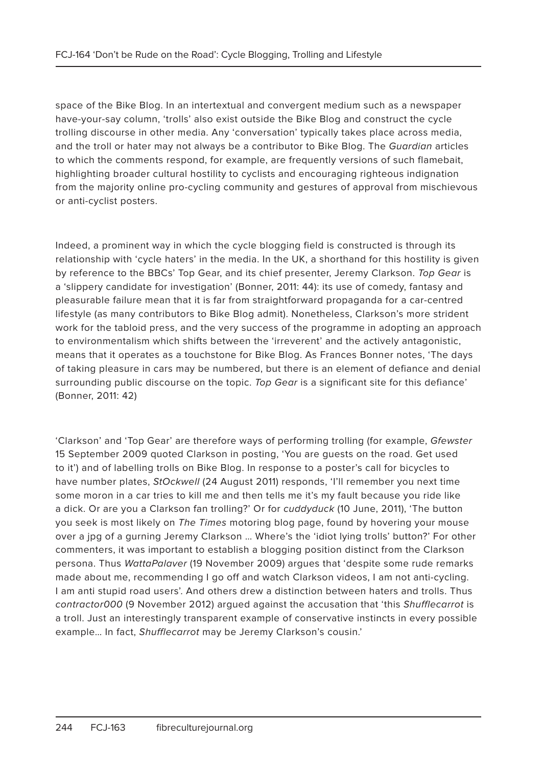space of the Bike Blog. In an intertextual and convergent medium such as a newspaper have-your-say column, 'trolls' also exist outside the Bike Blog and construct the cycle trolling discourse in other media. Any 'conversation' typically takes place across media, and the troll or hater may not always be a contributor to Bike Blog. The *Guardian* articles to which the comments respond, for example, are frequently versions of such flamebait, highlighting broader cultural hostility to cyclists and encouraging righteous indignation from the majority online pro-cycling community and gestures of approval from mischievous or anti-cyclist posters.

Indeed, a prominent way in which the cycle blogging field is constructed is through its relationship with 'cycle haters' in the media. In the UK, a shorthand for this hostility is given by reference to the BBCs' Top Gear, and its chief presenter, Jeremy Clarkson. *Top Gear* is a 'slippery candidate for investigation' (Bonner, 2011: 44): its use of comedy, fantasy and pleasurable failure mean that it is far from straightforward propaganda for a car-centred lifestyle (as many contributors to Bike Blog admit). Nonetheless, Clarkson's more strident work for the tabloid press, and the very success of the programme in adopting an approach to environmentalism which shifts between the 'irreverent' and the actively antagonistic, means that it operates as a touchstone for Bike Blog. As Frances Bonner notes, 'The days of taking pleasure in cars may be numbered, but there is an element of defiance and denial surrounding public discourse on the topic. *Top Gear* is a significant site for this defiance' (Bonner, 2011: 42)

'Clarkson' and 'Top Gear' are therefore ways of performing trolling (for example, *Gfewster* 15 September 2009 quoted Clarkson in posting, 'You are guests on the road. Get used to it') and of labelling trolls on Bike Blog. In response to a poster's call for bicycles to have number plates, *StOckwell* (24 August 2011) responds, 'I'll remember you next time some moron in a car tries to kill me and then tells me it's my fault because you ride like a dick. Or are you a Clarkson fan trolling?' Or for *cuddyduck* (10 June, 2011), 'The button you seek is most likely on *The Times* motoring blog page, found by hovering your mouse over a jpg of a gurning Jeremy Clarkson … Where's the 'idiot lying trolls' button?' For other commenters, it was important to establish a blogging position distinct from the Clarkson persona. Thus *WattaPalaver* (19 November 2009) argues that 'despite some rude remarks made about me, recommending I go off and watch Clarkson videos, I am not anti-cycling. I am anti stupid road users'. And others drew a distinction between haters and trolls. Thus *contractor000* (9 November 2012) argued against the accusation that 'this *Shufflecarrot* is a troll. Just an interestingly transparent example of conservative instincts in every possible example… In fact, *Shufflecarrot* may be Jeremy Clarkson's cousin.'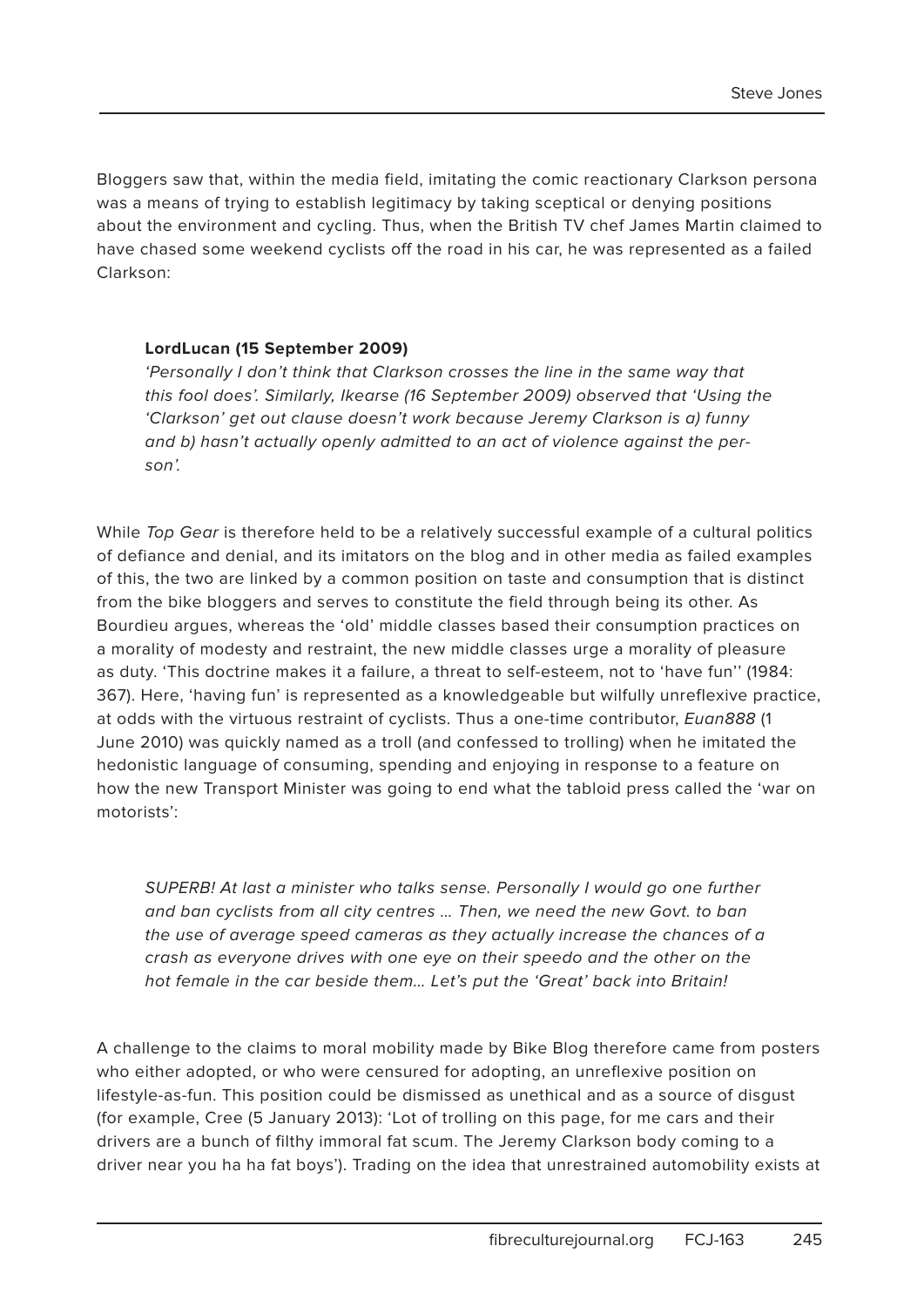Bloggers saw that, within the media field, imitating the comic reactionary Clarkson persona was a means of trying to establish legitimacy by taking sceptical or denying positions about the environment and cycling. Thus, when the British TV chef James Martin claimed to have chased some weekend cyclists off the road in his car, he was represented as a failed Clarkson:

> **LordLucan (15 September 2009)**
> *'Personally I don't think that Clarkson crosses the line in the same way that this fool does'. Similarly, Ikearse (16 September 2009) observed that 'Using the 'Clarkson' get out clause doesn't work because Jeremy Clarkson is a) funny and b) hasn't actually openly admitted to an act of violence against the person'.*

While *Top Gear* is therefore held to be a relatively successful example of a cultural politics of defiance and denial, and its imitators on the blog and in other media as failed examples of this, the two are linked by a common position on taste and consumption that is distinct from the bike bloggers and serves to constitute the field through being its other. As Bourdieu argues, whereas the 'old' middle classes based their consumption practices on a morality of modesty and restraint, the new middle classes urge a morality of pleasure as duty. 'This doctrine makes it a failure, a threat to self-esteem, not to 'have fun'' (1984: 367). Here, 'having fun' is represented as a knowledgeable but wilfully unreflexive practice, at odds with the virtuous restraint of cyclists. Thus a one-time contributor, *Euan888* (1 June 2010) was quickly named as a troll (and confessed to trolling) when he imitated the hedonistic language of consuming, spending and enjoying in response to a feature on how the new Transport Minister was going to end what the tabloid press called the 'war on motorists':

> *SUPERB! At last a minister who talks sense. Personally I would go one further and ban cyclists from all city centres … Then, we need the new Govt. to ban the use of average speed cameras as they actually increase the chances of a crash as everyone drives with one eye on their speedo and the other on the hot female in the car beside them… Let's put the 'Great' back into Britain!*

A challenge to the claims to moral mobility made by Bike Blog therefore came from posters who either adopted, or who were censured for adopting, an unreflexive position on lifestyle-as-fun. This position could be dismissed as unethical and as a source of disgust (for example, Cree (5 January 2013): 'Lot of trolling on this page, for me cars and their drivers are a bunch of filthy immoral fat scum. The Jeremy Clarkson body coming to a driver near you ha ha fat boys'). Trading on the idea that unrestrained automobility exists at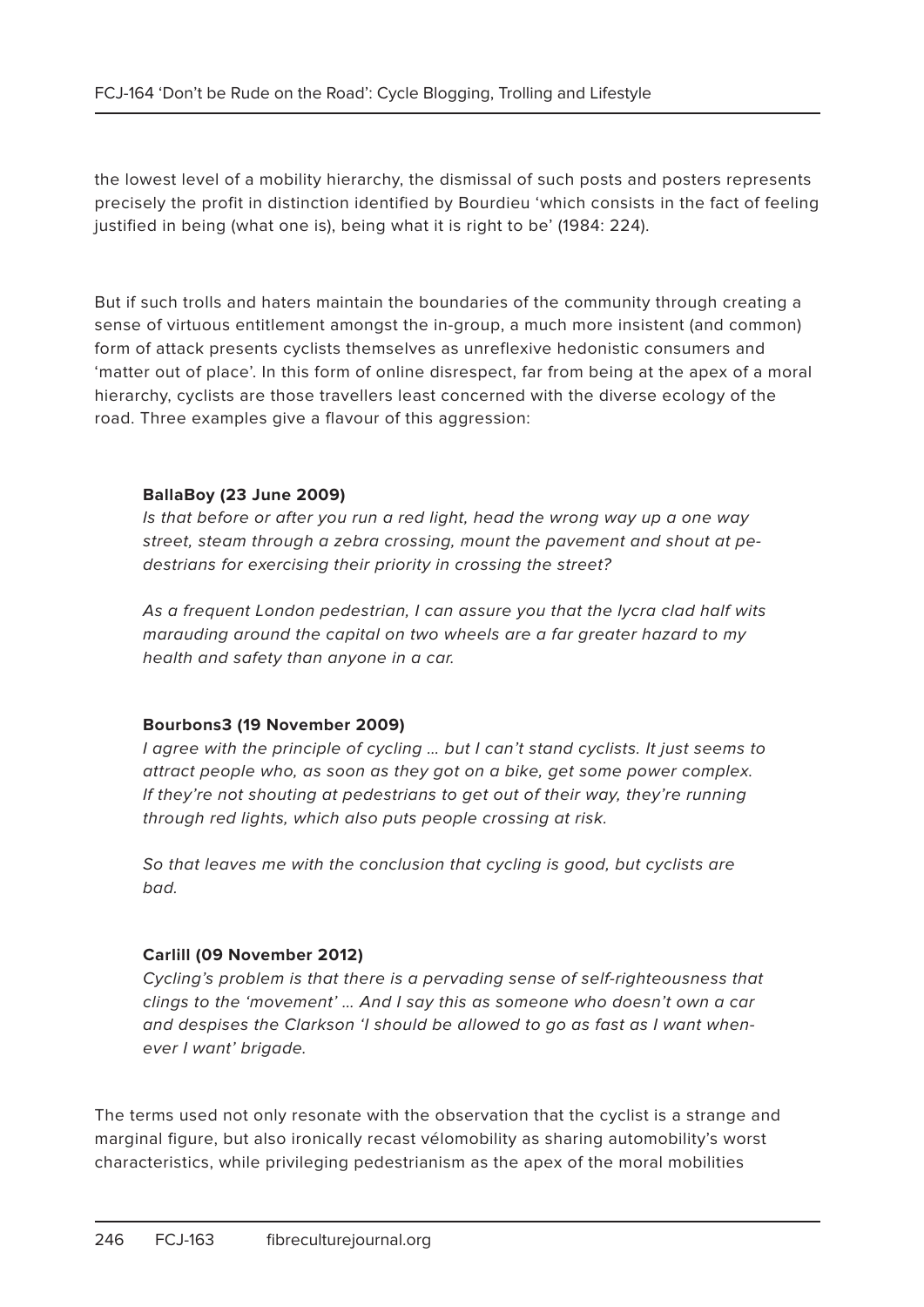the lowest level of a mobility hierarchy, the dismissal of such posts and posters represents precisely the profit in distinction identified by Bourdieu 'which consists in the fact of feeling justified in being (what one is), being what it is right to be' (1984: 224).

But if such trolls and haters maintain the boundaries of the community through creating a sense of virtuous entitlement amongst the in-group, a much more insistent (and common) form of attack presents cyclists themselves as unreflexive hedonistic consumers and 'matter out of place'. In this form of online disrespect, far from being at the apex of a moral hierarchy, cyclists are those travellers least concerned with the diverse ecology of the road. Three examples give a flavour of this aggression:

> **BallaBoy (23 June 2009)**
> *Is that before or after you run a red light, head the wrong way up a one way street, steam through a zebra crossing, mount the pavement and shout at pedestrians for exercising their priority in crossing the street?*
>
> *As a frequent London pedestrian, I can assure you that the lycra clad half wits marauding around the capital on two wheels are a far greater hazard to my health and safety than anyone in a car.*

> **Bourbons3 (19 November 2009)**
> *I agree with the principle of cycling … but I can't stand cyclists. It just seems to attract people who, as soon as they got on a bike, get some power complex. If they're not shouting at pedestrians to get out of their way, they're running through red lights, which also puts people crossing at risk.*
>
> *So that leaves me with the conclusion that cycling is good, but cyclists are bad.*

> **Carlill (09 November 2012)**
> *Cycling's problem is that there is a pervading sense of self-righteousness that clings to the 'movement' … And I say this as someone who doesn't own a car and despises the Clarkson 'I should be allowed to go as fast as I want whenever I want' brigade.*

The terms used not only resonate with the observation that the cyclist is a strange and marginal figure, but also ironically recast vélomobility as sharing automobility's worst characteristics, while privileging pedestrianism as the apex of the moral mobilities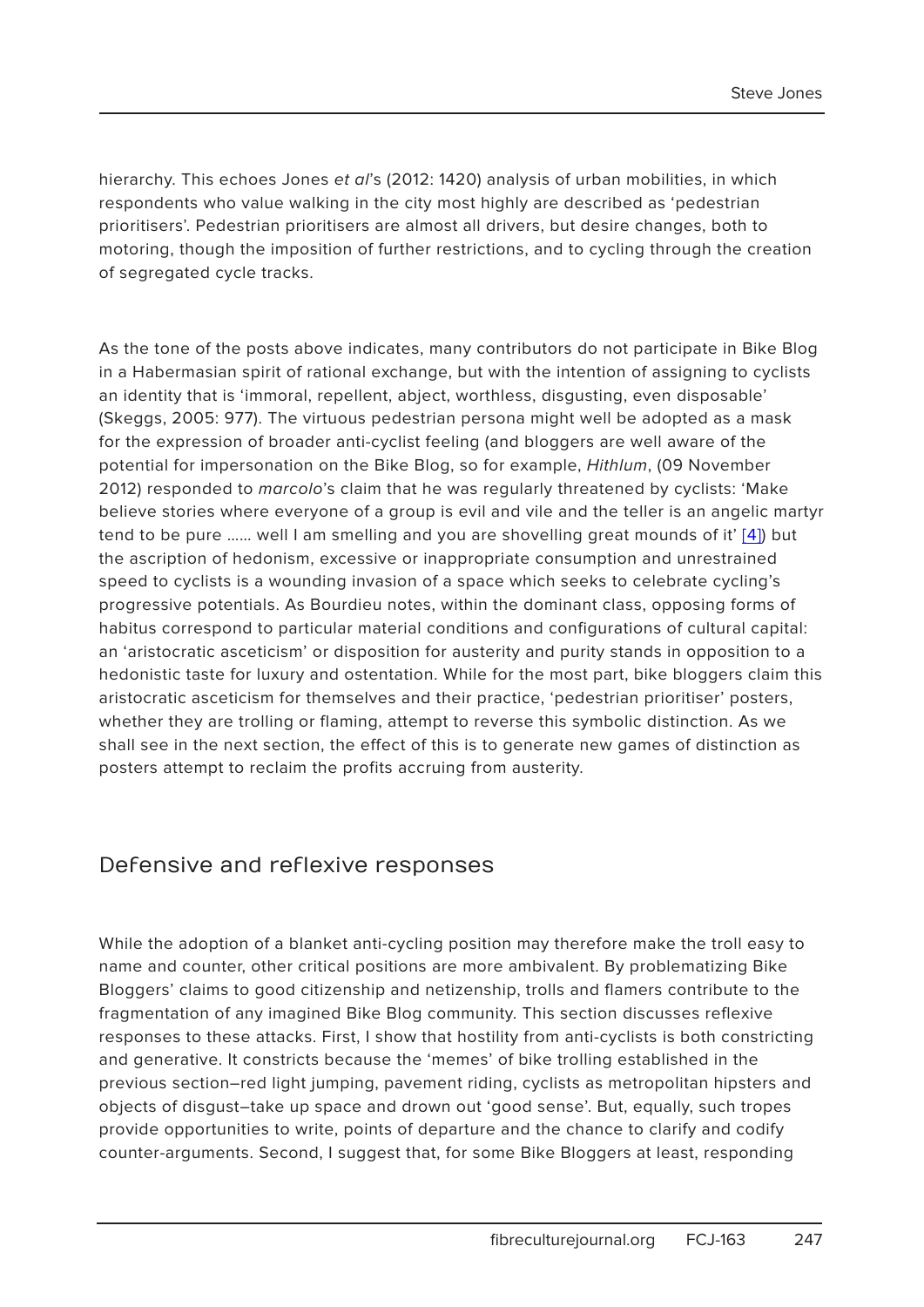hierarchy. This echoes Jones *et al*'s (2012: 1420) analysis of urban mobilities, in which respondents who value walking in the city most highly are described as 'pedestrian prioritisers'. Pedestrian prioritisers are almost all drivers, but desire changes, both to motoring, though the imposition of further restrictions, and to cycling through the creation of segregated cycle tracks.

As the tone of the posts above indicates, many contributors do not participate in Bike Blog in a Habermasian spirit of rational exchange, but with the intention of assigning to cyclists an identity that is 'immoral, repellent, abject, worthless, disgusting, even disposable' (Skeggs, 2005: 977). The virtuous pedestrian persona might well be adopted as a mask for the expression of broader anti-cyclist feeling (and bloggers are well aware of the potential for impersonation on the Bike Blog, so for example, *Hithlum*, (09 November 2012) responded to *marcolo*'s claim that he was regularly threatened by cyclists: 'Make believe stories where everyone of a group is evil and vile and the teller is an angelic martyr tend to be pure …… well I am smelling and you are shovelling great mounds of it' [4]) but the ascription of hedonism, excessive or inappropriate consumption and unrestrained speed to cyclists is a wounding invasion of a space which seeks to celebrate cycling's progressive potentials. As Bourdieu notes, within the dominant class, opposing forms of habitus correspond to particular material conditions and configurations of cultural capital: an 'aristocratic asceticism' or disposition for austerity and purity stands in opposition to a hedonistic taste for luxury and ostentation. While for the most part, bike bloggers claim this aristocratic asceticism for themselves and their practice, 'pedestrian prioritiser' posters, whether they are trolling or flaming, attempt to reverse this symbolic distinction. As we shall see in the next section, the effect of this is to generate new games of distinction as posters attempt to reclaim the profits accruing from austerity.

## Defensive and reflexive responses

While the adoption of a blanket anti-cycling position may therefore make the troll easy to name and counter, other critical positions are more ambivalent. By problematizing Bike Bloggers' claims to good citizenship and netizenship, trolls and flamers contribute to the fragmentation of any imagined Bike Blog community. This section discusses reflexive responses to these attacks. First, I show that hostility from anti-cyclists is both constricting and generative. It constricts because the 'memes' of bike trolling established in the previous section–red light jumping, pavement riding, cyclists as metropolitan hipsters and objects of disgust–take up space and drown out 'good sense'. But, equally, such tropes provide opportunities to write, points of departure and the chance to clarify and codify counter-arguments. Second, I suggest that, for some Bike Bloggers at least, responding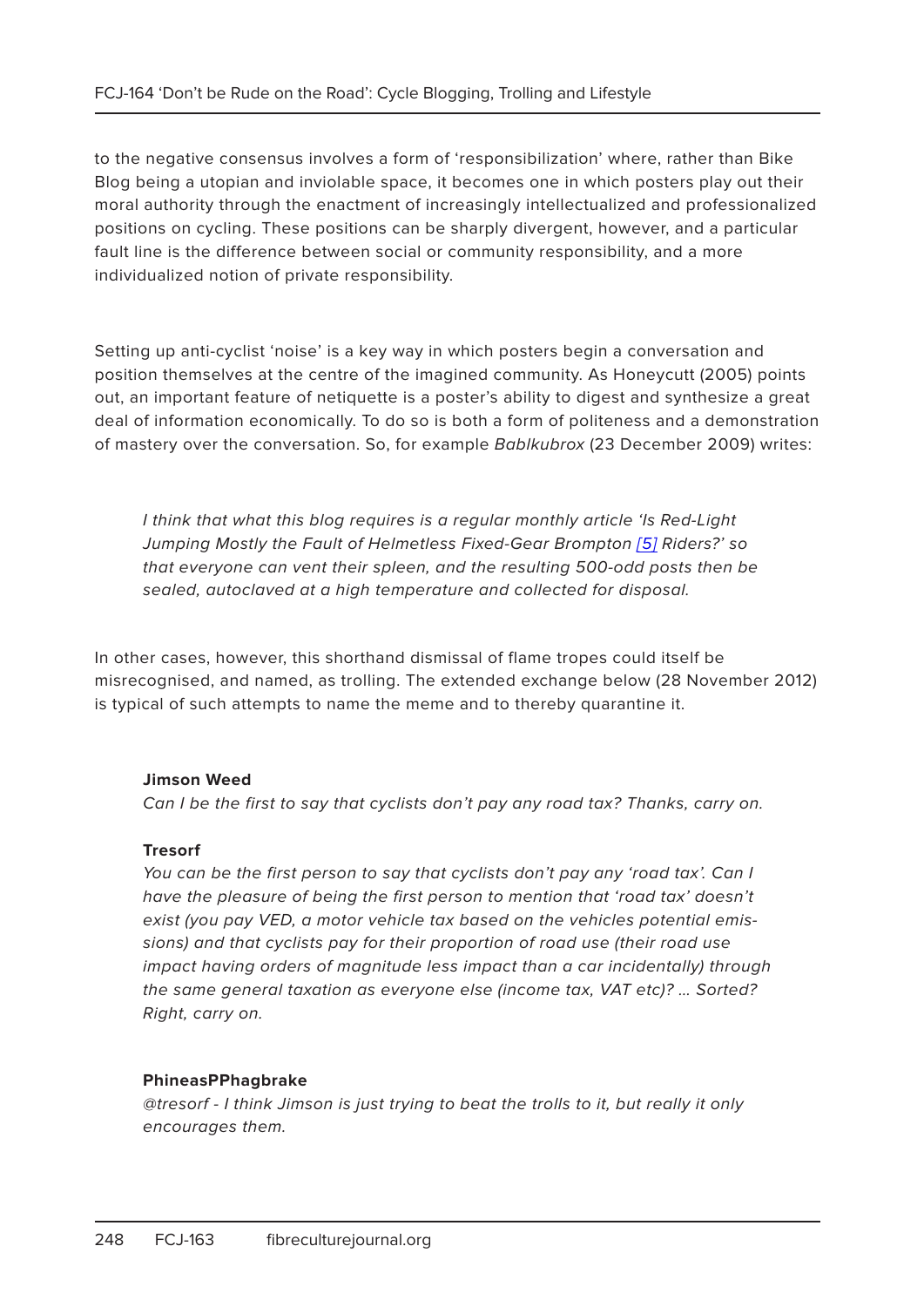to the negative consensus involves a form of 'responsibilization' where, rather than Bike Blog being a utopian and inviolable space, it becomes one in which posters play out their moral authority through the enactment of increasingly intellectualized and professionalized positions on cycling. These positions can be sharply divergent, however, and a particular fault line is the difference between social or community responsibility, and a more individualized notion of private responsibility.

Setting up anti-cyclist 'noise' is a key way in which posters begin a conversation and position themselves at the centre of the imagined community. As Honeycutt (2005) points out, an important feature of netiquette is a poster's ability to digest and synthesize a great deal of information economically. To do so is both a form of politeness and a demonstration of mastery over the conversation. So, for example *Bablkubrox* (23 December 2009) writes:

> *I think that what this blog requires is a regular monthly article 'Is Red-Light Jumping Mostly the Fault of Helmetless Fixed-Gear Brompton [5] Riders?' so that everyone can vent their spleen, and the resulting 500-odd posts then be sealed, autoclaved at a high temperature and collected for disposal.*

In other cases, however, this shorthand dismissal of flame tropes could itself be misrecognised, and named, as trolling. The extended exchange below (28 November 2012) is typical of such attempts to name the meme and to thereby quarantine it.

> **Jimson Weed**
> *Can I be the first to say that cyclists don't pay any road tax? Thanks, carry on.*
>
> **Tresorf**
> *You can be the first person to say that cyclists don't pay any 'road tax'. Can I have the pleasure of being the first person to mention that 'road tax' doesn't exist (you pay VED, a motor vehicle tax based on the vehicles potential emissions) and that cyclists pay for their proportion of road use (their road use impact having orders of magnitude less impact than a car incidentally) through the same general taxation as everyone else (income tax, VAT etc)? … Sorted? Right, carry on.*
>
> **PhineasPPhagbrake**
> *@tresorf - I think Jimson is just trying to beat the trolls to it, but really it only encourages them.*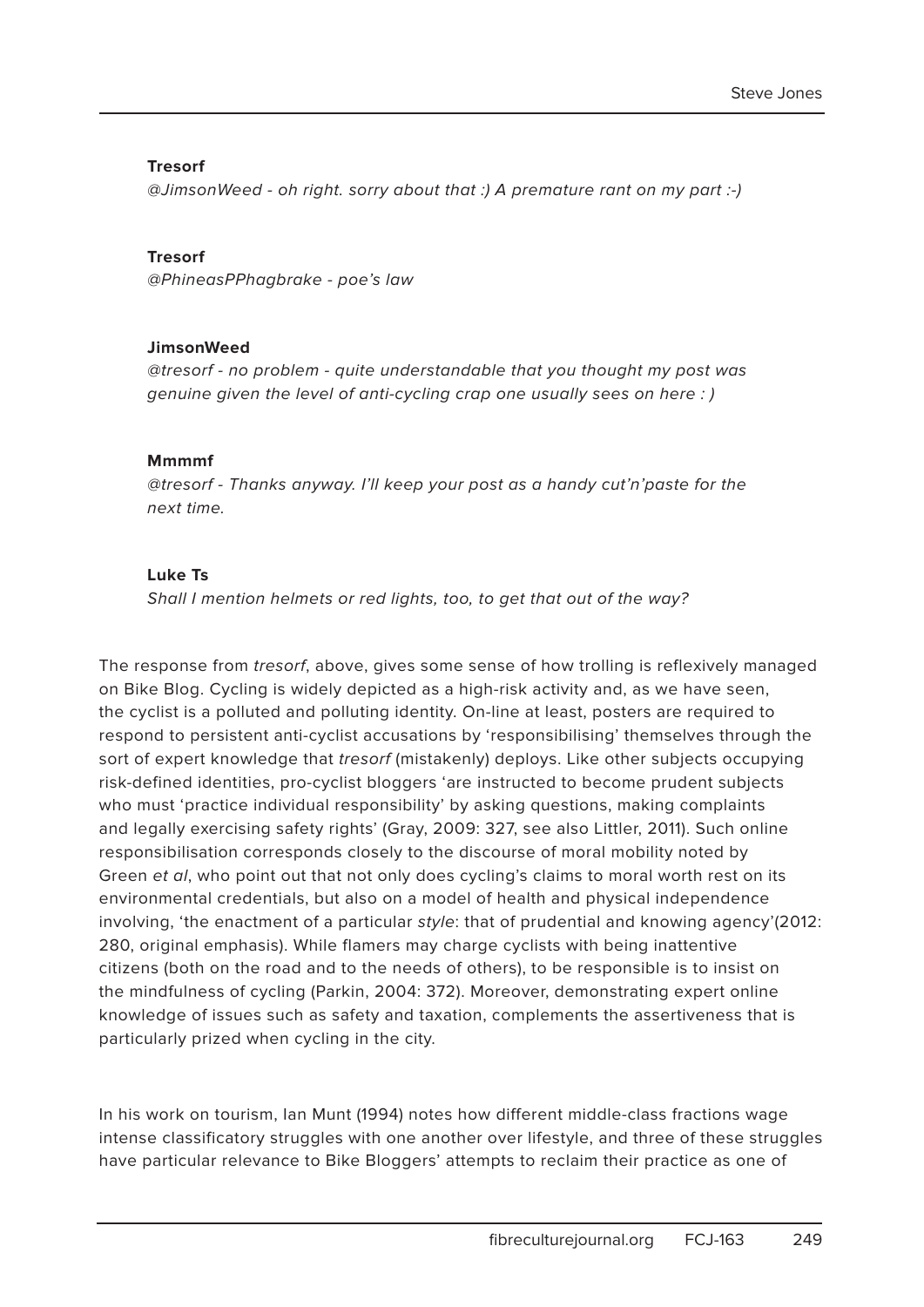**Tresorf**

*@JimsonWeed - oh right. sorry about that :) A premature rant on my part :-)*

**Tresorf**

*@PhineasPPhagbrake - poe's law*

**JimsonWeed**

*@tresorf - no problem - quite understandable that you thought my post was genuine given the level of anti-cycling crap one usually sees on here : )*

**Mmmmf**

*@tresorf - Thanks anyway. I'll keep your post as a handy cut'n'paste for the next time.*

**Luke Ts**

*Shall I mention helmets or red lights, too, to get that out of the way?*

The response from *tresorf*, above, gives some sense of how trolling is reflexively managed on Bike Blog. Cycling is widely depicted as a high-risk activity and, as we have seen, the cyclist is a polluted and polluting identity. On-line at least, posters are required to respond to persistent anti-cyclist accusations by 'responsibilising' themselves through the sort of expert knowledge that *tresorf* (mistakenly) deploys. Like other subjects occupying risk-defined identities, pro-cyclist bloggers 'are instructed to become prudent subjects who must 'practice individual responsibility' by asking questions, making complaints and legally exercising safety rights' (Gray, 2009: 327, see also Littler, 2011). Such online responsibilisation corresponds closely to the discourse of moral mobility noted by Green *et al*, who point out that not only does cycling's claims to moral worth rest on its environmental credentials, but also on a model of health and physical independence involving, 'the enactment of a particular *style*: that of prudential and knowing agency'(2012: 280, original emphasis). While flamers may charge cyclists with being inattentive citizens (both on the road and to the needs of others), to be responsible is to insist on the mindfulness of cycling (Parkin, 2004: 372). Moreover, demonstrating expert online knowledge of issues such as safety and taxation, complements the assertiveness that is particularly prized when cycling in the city.

In his work on tourism, Ian Munt (1994) notes how different middle-class fractions wage intense classificatory struggles with one another over lifestyle, and three of these struggles have particular relevance to Bike Bloggers' attempts to reclaim their practice as one of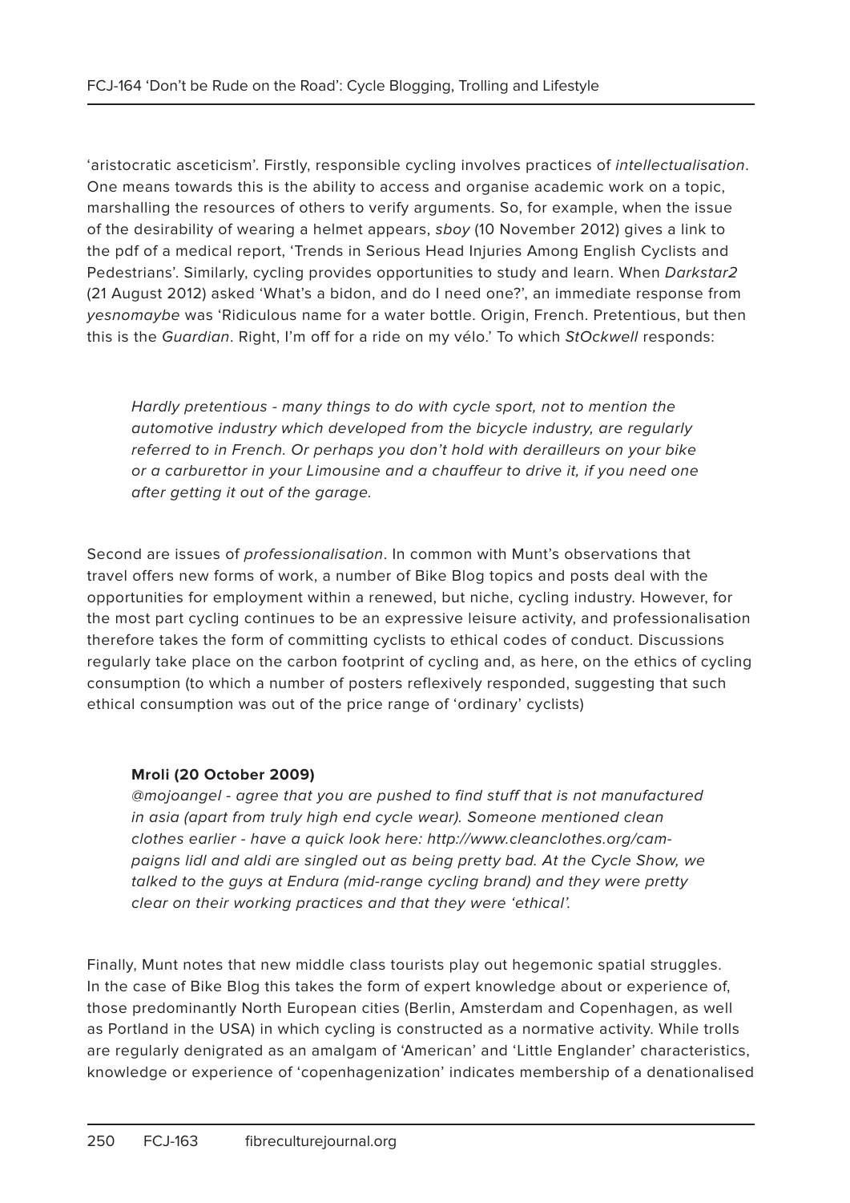'aristocratic asceticism'. Firstly, responsible cycling involves practices of *intellectualisation*. One means towards this is the ability to access and organise academic work on a topic, marshalling the resources of others to verify arguments. So, for example, when the issue of the desirability of wearing a helmet appears, *sboy* (10 November 2012) gives a link to the pdf of a medical report, 'Trends in Serious Head Injuries Among English Cyclists and Pedestrians'. Similarly, cycling provides opportunities to study and learn. When *Darkstar2* (21 August 2012) asked 'What's a bidon, and do I need one?', an immediate response from *yesnomaybe* was 'Ridiculous name for a water bottle. Origin, French. Pretentious, but then this is the *Guardian*. Right, I'm off for a ride on my vélo.' To which *StOckwell* responds:

> *Hardly pretentious - many things to do with cycle sport, not to mention the automotive industry which developed from the bicycle industry, are regularly referred to in French. Or perhaps you don't hold with derailleurs on your bike or a carburettor in your Limousine and a chauffeur to drive it, if you need one after getting it out of the garage.*

Second are issues of *professionalisation*. In common with Munt's observations that travel offers new forms of work, a number of Bike Blog topics and posts deal with the opportunities for employment within a renewed, but niche, cycling industry. However, for the most part cycling continues to be an expressive leisure activity, and professionalisation therefore takes the form of committing cyclists to ethical codes of conduct. Discussions regularly take place on the carbon footprint of cycling and, as here, on the ethics of cycling consumption (to which a number of posters reflexively responded, suggesting that such ethical consumption was out of the price range of 'ordinary' cyclists)

> **Mroli (20 October 2009)**
> *@mojoangel - agree that you are pushed to find stuff that is not manufactured in asia (apart from truly high end cycle wear). Someone mentioned clean clothes earlier - have a quick look here: http://www.cleanclothes.org/campaigns lidl and aldi are singled out as being pretty bad. At the Cycle Show, we talked to the guys at Endura (mid-range cycling brand) and they were pretty clear on their working practices and that they were 'ethical'.*

Finally, Munt notes that new middle class tourists play out hegemonic spatial struggles. In the case of Bike Blog this takes the form of expert knowledge about or experience of, those predominantly North European cities (Berlin, Amsterdam and Copenhagen, as well as Portland in the USA) in which cycling is constructed as a normative activity. While trolls are regularly denigrated as an amalgam of 'American' and 'Little Englander' characteristics, knowledge or experience of 'copenhagenization' indicates membership of a denationalised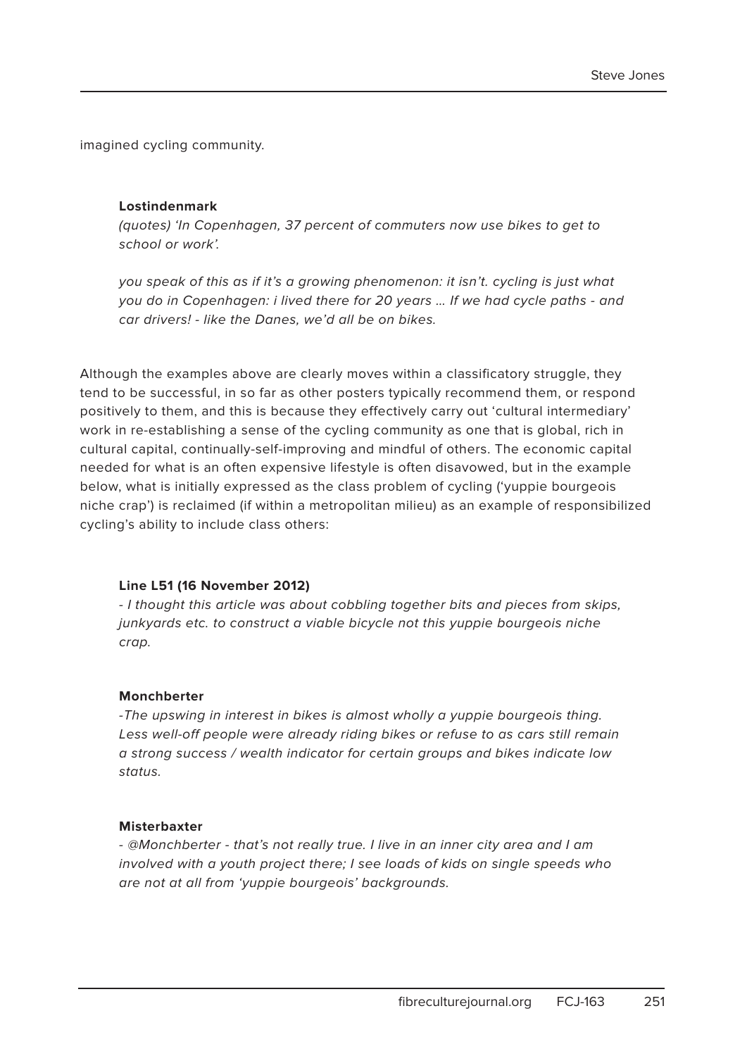imagined cycling community.

> **Lostindenmark**
> *(quotes) 'In Copenhagen, 37 percent of commuters now use bikes to get to school or work'.*
>
> *you speak of this as if it's a growing phenomenon: it isn't. cycling is just what you do in Copenhagen: i lived there for 20 years … If we had cycle paths - and car drivers! - like the Danes, we'd all be on bikes.*

Although the examples above are clearly moves within a classificatory struggle, they tend to be successful, in so far as other posters typically recommend them, or respond positively to them, and this is because they effectively carry out 'cultural intermediary' work in re-establishing a sense of the cycling community as one that is global, rich in cultural capital, continually-self-improving and mindful of others. The economic capital needed for what is an often expensive lifestyle is often disavowed, but in the example below, what is initially expressed as the class problem of cycling ('yuppie bourgeois niche crap') is reclaimed (if within a metropolitan milieu) as an example of responsibilized cycling's ability to include class others:

> **Line L51 (16 November 2012)**
> *- I thought this article was about cobbling together bits and pieces from skips, junkyards etc. to construct a viable bicycle not this yuppie bourgeois niche crap.*

> **Monchberter**
> *-The upswing in interest in bikes is almost wholly a yuppie bourgeois thing. Less well-off people were already riding bikes or refuse to as cars still remain a strong success / wealth indicator for certain groups and bikes indicate low status.*

> **Misterbaxter**
> *- @Monchberter - that's not really true. I live in an inner city area and I am involved with a youth project there; I see loads of kids on single speeds who are not at all from 'yuppie bourgeois' backgrounds.*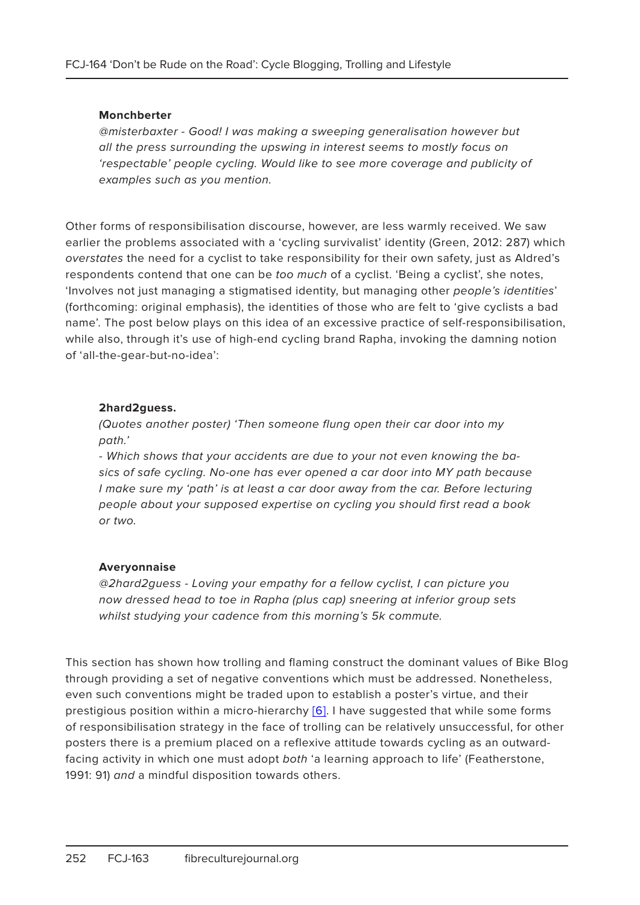**Monchberter**

*@misterbaxter - Good! I was making a sweeping generalisation however but all the press surrounding the upswing in interest seems to mostly focus on 'respectable' people cycling. Would like to see more coverage and publicity of examples such as you mention.*

Other forms of responsibilisation discourse, however, are less warmly received. We saw earlier the problems associated with a 'cycling survivalist' identity (Green, 2012: 287) which *overstates* the need for a cyclist to take responsibility for their own safety, just as Aldred's respondents contend that one can be *too much* of a cyclist. 'Being a cyclist', she notes, 'Involves not just managing a stigmatised identity, but managing other *people's identities*' (forthcoming: original emphasis), the identities of those who are felt to 'give cyclists a bad name'. The post below plays on this idea of an excessive practice of self-responsibilisation, while also, through it's use of high-end cycling brand Rapha, invoking the damning notion of 'all-the-gear-but-no-idea':

**2hard2guess.**

*(Quotes another poster) 'Then someone flung open their car door into my path.'*

*- Which shows that your accidents are due to your not even knowing the basics of safe cycling. No-one has ever opened a car door into MY path because I make sure my 'path' is at least a car door away from the car. Before lecturing people about your supposed expertise on cycling you should first read a book or two.*

**Averyonnaise**

*@2hard2guess - Loving your empathy for a fellow cyclist, I can picture you now dressed head to toe in Rapha (plus cap) sneering at inferior group sets whilst studying your cadence from this morning's 5k commute.*

This section has shown how trolling and flaming construct the dominant values of Bike Blog through providing a set of negative conventions which must be addressed. Nonetheless, even such conventions might be traded upon to establish a poster's virtue, and their prestigious position within a micro-hierarchy [6]. I have suggested that while some forms of responsibilisation strategy in the face of trolling can be relatively unsuccessful, for other posters there is a premium placed on a reflexive attitude towards cycling as an outward-facing activity in which one must adopt *both* 'a learning approach to life' (Featherstone, 1991: 91) *and* a mindful disposition towards others.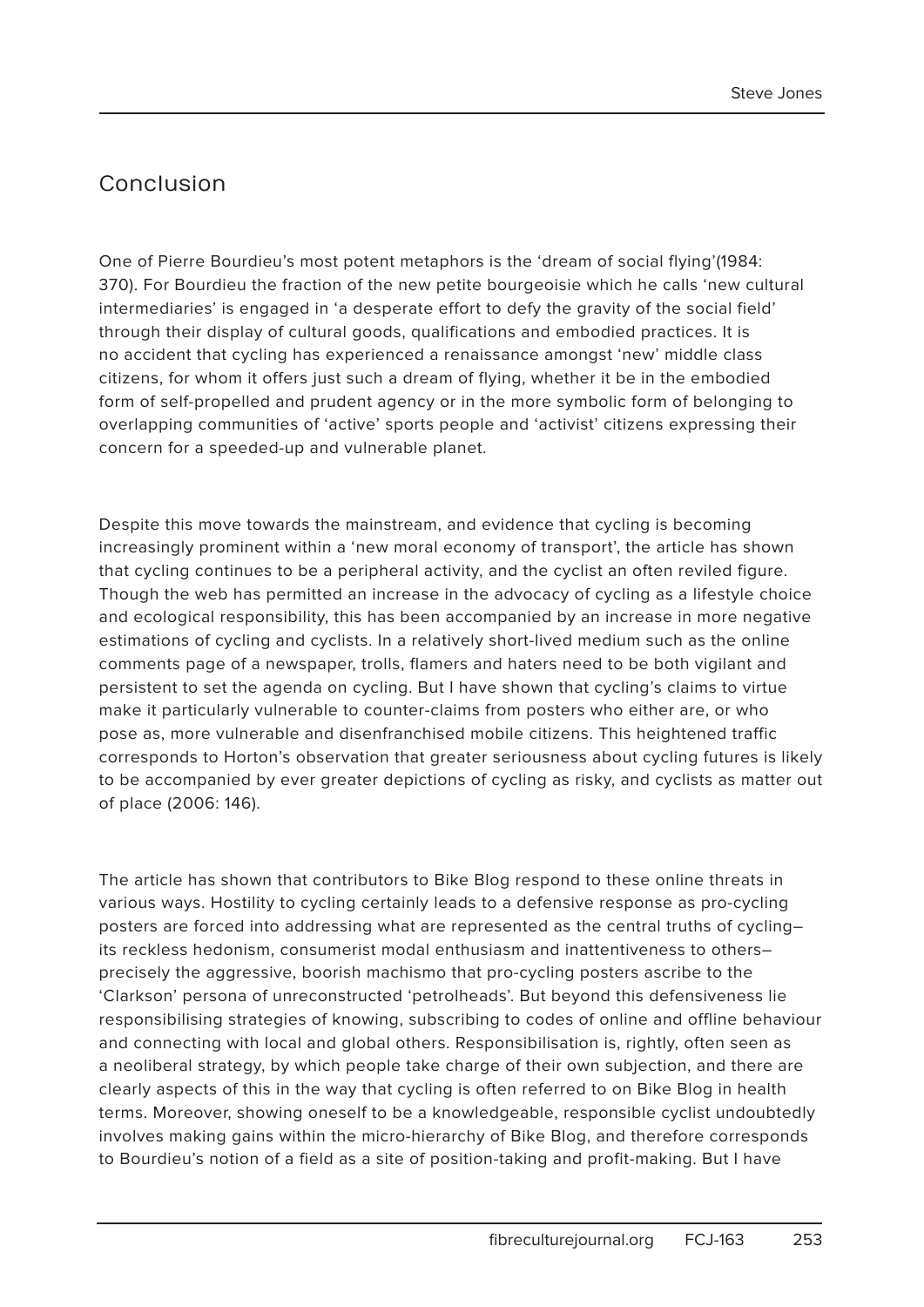## Conclusion

One of Pierre Bourdieu's most potent metaphors is the 'dream of social flying'(1984: 370). For Bourdieu the fraction of the new petite bourgeoisie which he calls 'new cultural intermediaries' is engaged in 'a desperate effort to defy the gravity of the social field' through their display of cultural goods, qualifications and embodied practices. It is no accident that cycling has experienced a renaissance amongst 'new' middle class citizens, for whom it offers just such a dream of flying, whether it be in the embodied form of self-propelled and prudent agency or in the more symbolic form of belonging to overlapping communities of 'active' sports people and 'activist' citizens expressing their concern for a speeded-up and vulnerable planet.

Despite this move towards the mainstream, and evidence that cycling is becoming increasingly prominent within a 'new moral economy of transport', the article has shown that cycling continues to be a peripheral activity, and the cyclist an often reviled figure. Though the web has permitted an increase in the advocacy of cycling as a lifestyle choice and ecological responsibility, this has been accompanied by an increase in more negative estimations of cycling and cyclists. In a relatively short-lived medium such as the online comments page of a newspaper, trolls, flamers and haters need to be both vigilant and persistent to set the agenda on cycling. But I have shown that cycling's claims to virtue make it particularly vulnerable to counter-claims from posters who either are, or who pose as, more vulnerable and disenfranchised mobile citizens. This heightened traffic corresponds to Horton's observation that greater seriousness about cycling futures is likely to be accompanied by ever greater depictions of cycling as risky, and cyclists as matter out of place (2006: 146).

The article has shown that contributors to Bike Blog respond to these online threats in various ways. Hostility to cycling certainly leads to a defensive response as pro-cycling posters are forced into addressing what are represented as the central truths of cycling– its reckless hedonism, consumerist modal enthusiasm and inattentiveness to others– precisely the aggressive, boorish machismo that pro-cycling posters ascribe to the 'Clarkson' persona of unreconstructed 'petrolheads'. But beyond this defensiveness lie responsibilising strategies of knowing, subscribing to codes of online and offline behaviour and connecting with local and global others. Responsibilisation is, rightly, often seen as a neoliberal strategy, by which people take charge of their own subjection, and there are clearly aspects of this in the way that cycling is often referred to on Bike Blog in health terms. Moreover, showing oneself to be a knowledgeable, responsible cyclist undoubtedly involves making gains within the micro-hierarchy of Bike Blog, and therefore corresponds to Bourdieu's notion of a field as a site of position-taking and profit-making. But I have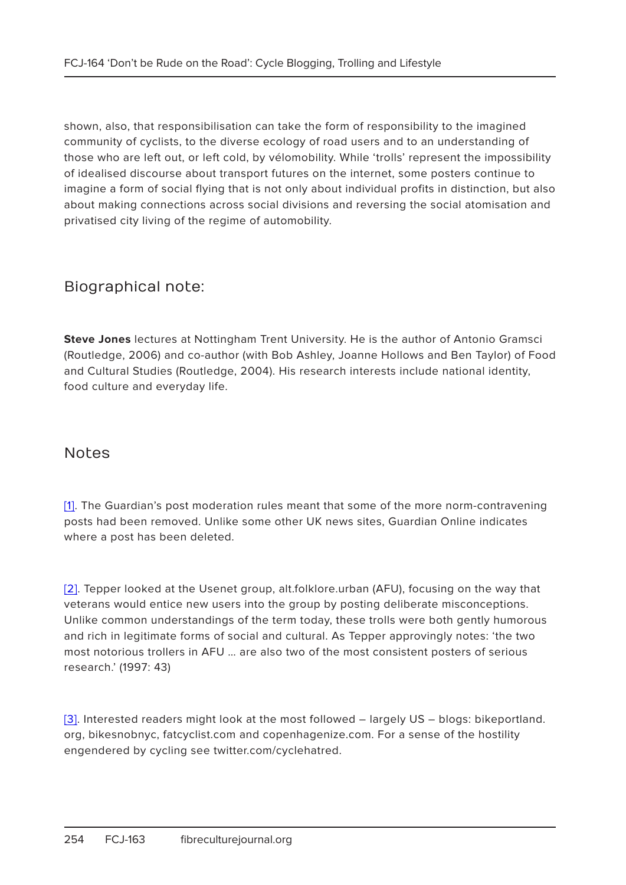shown, also, that responsibilisation can take the form of responsibility to the imagined community of cyclists, to the diverse ecology of road users and to an understanding of those who are left out, or left cold, by vélomobility. While 'trolls' represent the impossibility of idealised discourse about transport futures on the internet, some posters continue to imagine a form of social flying that is not only about individual profits in distinction, but also about making connections across social divisions and reversing the social atomisation and privatised city living of the regime of automobility.

## Biographical note:

**Steve Jones** lectures at Nottingham Trent University. He is the author of Antonio Gramsci (Routledge, 2006) and co-author (with Bob Ashley, Joanne Hollows and Ben Taylor) of Food and Cultural Studies (Routledge, 2004). His research interests include national identity, food culture and everyday life.

## Notes

[1]. The Guardian's post moderation rules meant that some of the more norm-contravening posts had been removed. Unlike some other UK news sites, Guardian Online indicates where a post has been deleted.

[2]. Tepper looked at the Usenet group, alt.folklore.urban (AFU), focusing on the way that veterans would entice new users into the group by posting deliberate misconceptions. Unlike common understandings of the term today, these trolls were both gently humorous and rich in legitimate forms of social and cultural. As Tepper approvingly notes: 'the two most notorious trollers in AFU … are also two of the most consistent posters of serious research.' (1997: 43)

[3]. Interested readers might look at the most followed – largely US – blogs: bikeportland.org, bikesnobnyc, fatcyclist.com and copenhagenize.com. For a sense of the hostility engendered by cycling see twitter.com/cyclehatred.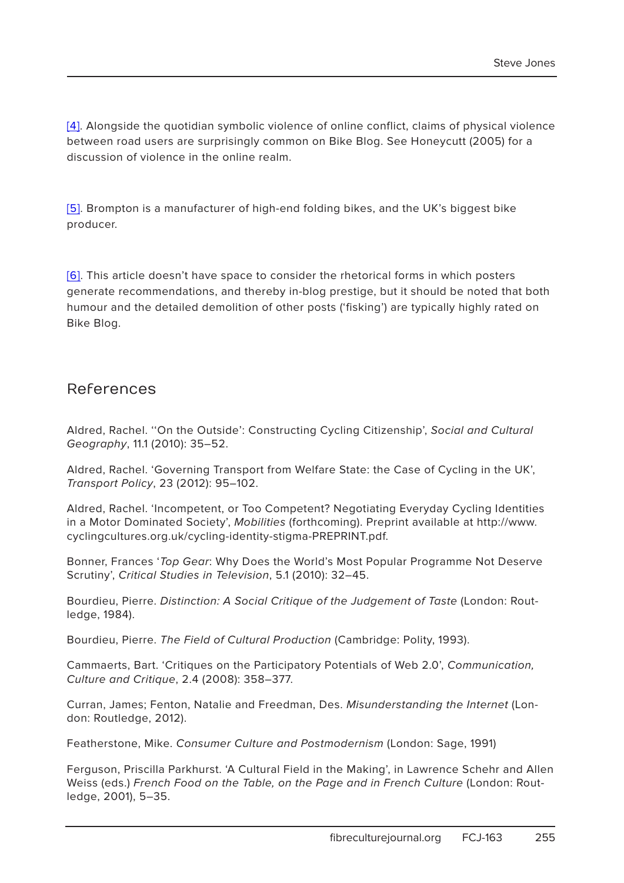[4]. Alongside the quotidian symbolic violence of online conflict, claims of physical violence between road users are surprisingly common on Bike Blog. See Honeycutt (2005) for a discussion of violence in the online realm.

[5]. Brompton is a manufacturer of high-end folding bikes, and the UK's biggest bike producer.

[6]. This article doesn't have space to consider the rhetorical forms in which posters generate recommendations, and thereby in-blog prestige, but it should be noted that both humour and the detailed demolition of other posts ('fisking') are typically highly rated on Bike Blog.

## References

Aldred, Rachel. ''On the Outside': Constructing Cycling Citizenship', *Social and Cultural Geography*, 11.1 (2010): 35–52.

Aldred, Rachel. 'Governing Transport from Welfare State: the Case of Cycling in the UK', *Transport Policy*, 23 (2012): 95–102.

Aldred, Rachel. 'Incompetent, or Too Competent? Negotiating Everyday Cycling Identities in a Motor Dominated Society', *Mobilities* (forthcoming). Preprint available at http://www.cyclingcultures.org.uk/cycling-identity-stigma-PREPRINT.pdf.

Bonner, Frances '*Top Gear*: Why Does the World's Most Popular Programme Not Deserve Scrutiny', *Critical Studies in Television*, 5.1 (2010): 32–45.

Bourdieu, Pierre. *Distinction: A Social Critique of the Judgement of Taste* (London: Routledge, 1984).

Bourdieu, Pierre. *The Field of Cultural Production* (Cambridge: Polity, 1993).

Cammaerts, Bart. 'Critiques on the Participatory Potentials of Web 2.0', *Communication, Culture and Critique*, 2.4 (2008): 358–377.

Curran, James; Fenton, Natalie and Freedman, Des. *Misunderstanding the Internet* (London: Routledge, 2012).

Featherstone, Mike. *Consumer Culture and Postmodernism* (London: Sage, 1991)

Ferguson, Priscilla Parkhurst. 'A Cultural Field in the Making', in Lawrence Schehr and Allen Weiss (eds.) *French Food on the Table, on the Page and in French Culture* (London: Routledge, 2001), 5–35.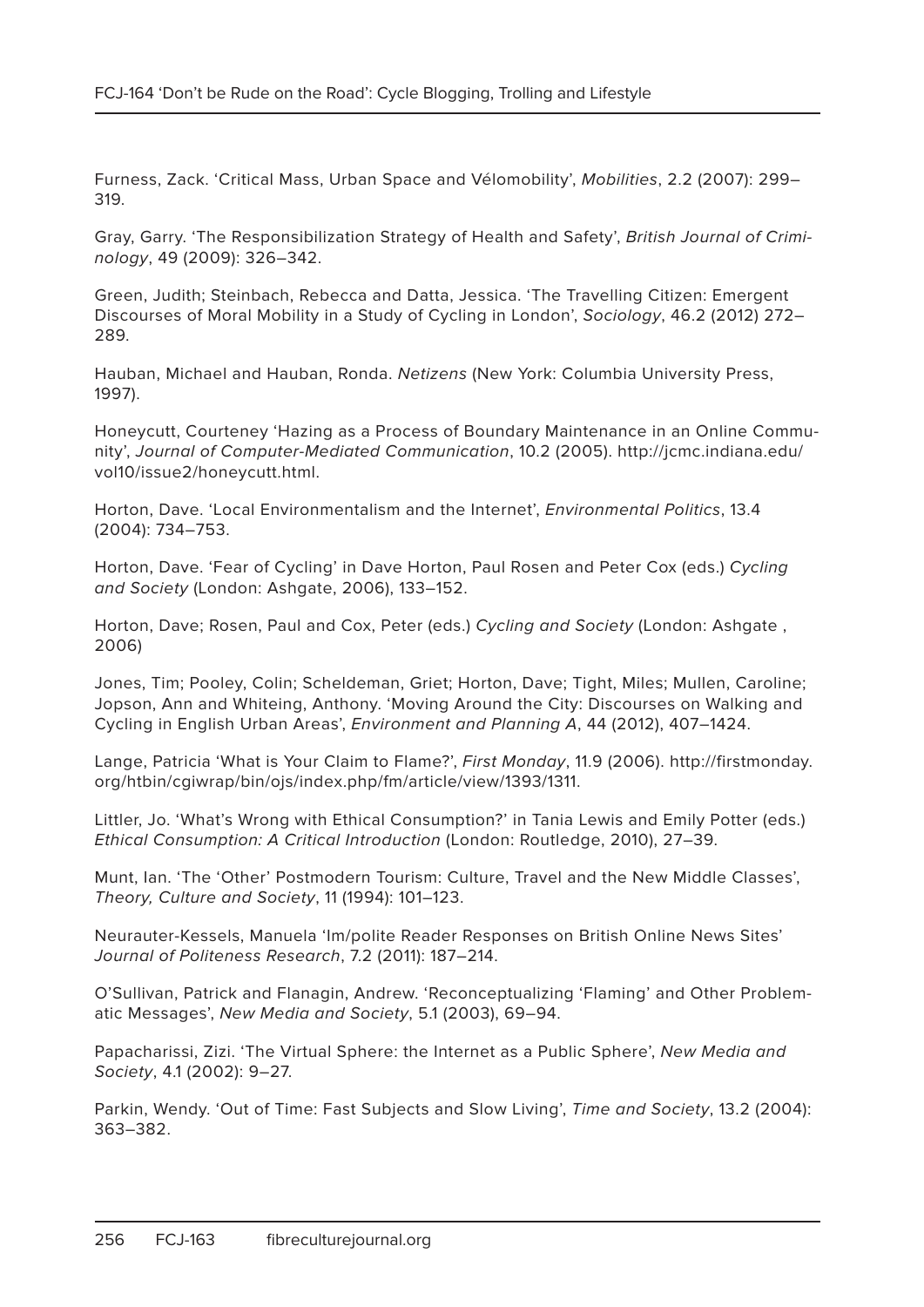Furness, Zack. 'Critical Mass, Urban Space and Vélomobility', *Mobilities*, 2.2 (2007): 299–319.

Gray, Garry. 'The Responsibilization Strategy of Health and Safety', *British Journal of Criminology*, 49 (2009): 326–342.

Green, Judith; Steinbach, Rebecca and Datta, Jessica. 'The Travelling Citizen: Emergent Discourses of Moral Mobility in a Study of Cycling in London', *Sociology*, 46.2 (2012) 272–289.

Hauban, Michael and Hauban, Ronda. *Netizens* (New York: Columbia University Press, 1997).

Honeycutt, Courteney 'Hazing as a Process of Boundary Maintenance in an Online Community', *Journal of Computer-Mediated Communication*, 10.2 (2005). http://jcmc.indiana.edu/vol10/issue2/honeycutt.html.

Horton, Dave. 'Local Environmentalism and the Internet', *Environmental Politics*, 13.4 (2004): 734–753.

Horton, Dave. 'Fear of Cycling' in Dave Horton, Paul Rosen and Peter Cox (eds.) *Cycling and Society* (London: Ashgate, 2006), 133–152.

Horton, Dave; Rosen, Paul and Cox, Peter (eds.) *Cycling and Society* (London: Ashgate , 2006)

Jones, Tim; Pooley, Colin; Scheldeman, Griet; Horton, Dave; Tight, Miles; Mullen, Caroline; Jopson, Ann and Whiteing, Anthony. 'Moving Around the City: Discourses on Walking and Cycling in English Urban Areas', *Environment and Planning A*, 44 (2012), 407–1424.

Lange, Patricia 'What is Your Claim to Flame?', *First Monday*, 11.9 (2006). http://firstmonday.org/htbin/cgiwrap/bin/ojs/index.php/fm/article/view/1393/1311.

Littler, Jo. 'What's Wrong with Ethical Consumption?' in Tania Lewis and Emily Potter (eds.) *Ethical Consumption: A Critical Introduction* (London: Routledge, 2010), 27–39.

Munt, Ian. 'The 'Other' Postmodern Tourism: Culture, Travel and the New Middle Classes', *Theory, Culture and Society*, 11 (1994): 101–123.

Neurauter-Kessels, Manuela 'Im/polite Reader Responses on British Online News Sites' *Journal of Politeness Research*, 7.2 (2011): 187–214.

O'Sullivan, Patrick and Flanagin, Andrew. 'Reconceptualizing 'Flaming' and Other Problematic Messages', *New Media and Society*, 5.1 (2003), 69–94.

Papacharissi, Zizi. 'The Virtual Sphere: the Internet as a Public Sphere', *New Media and Society*, 4.1 (2002): 9–27.

Parkin, Wendy. 'Out of Time: Fast Subjects and Slow Living', *Time and Society*, 13.2 (2004): 363–382.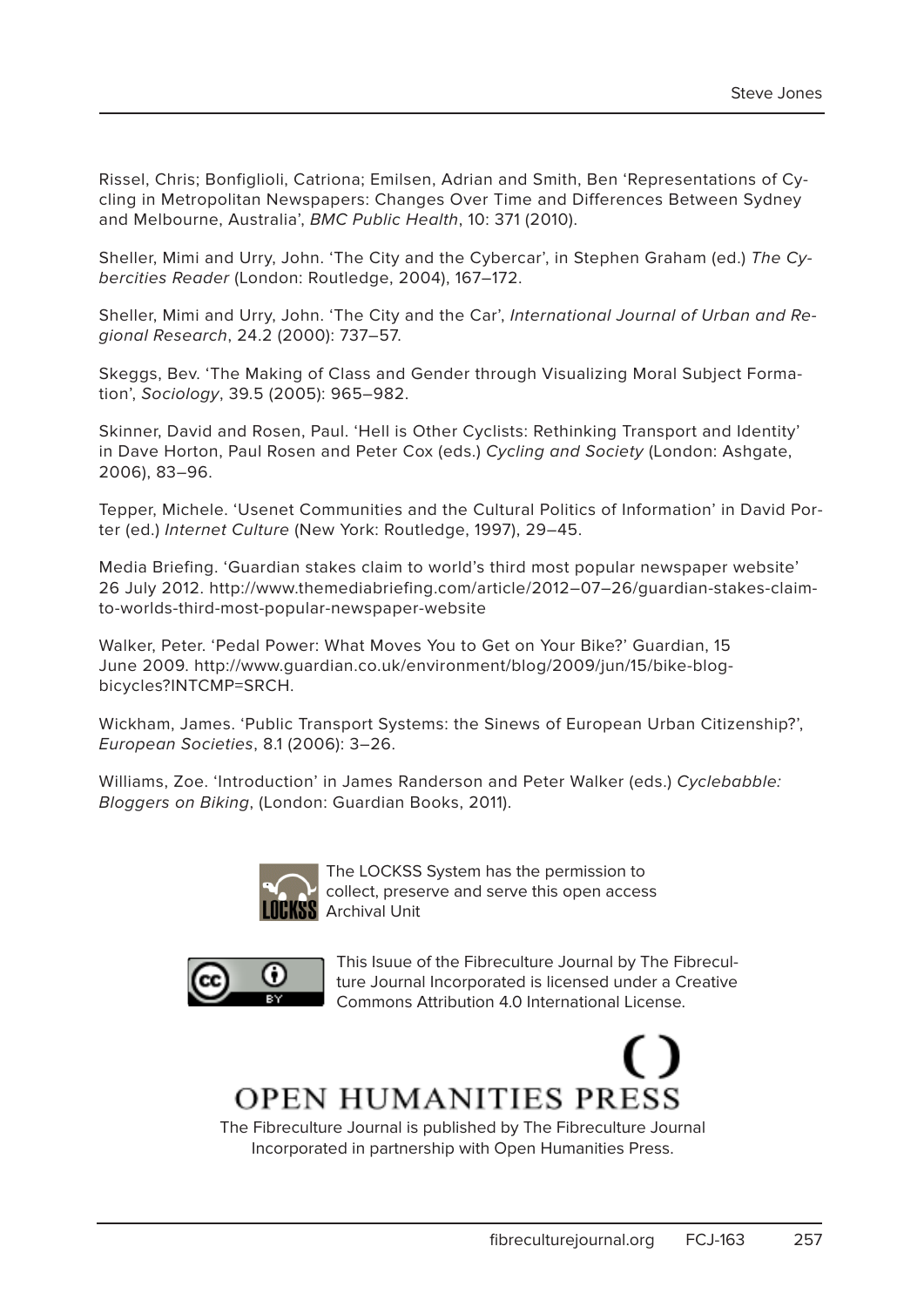Rissel, Chris; Bonfiglioli, Catriona; Emilsen, Adrian and Smith, Ben 'Representations of Cycling in Metropolitan Newspapers: Changes Over Time and Differences Between Sydney and Melbourne, Australia', *BMC Public Health*, 10: 371 (2010).

Sheller, Mimi and Urry, John. 'The City and the Cybercar', in Stephen Graham (ed.) *The Cybercities Reader* (London: Routledge, 2004), 167–172.

Sheller, Mimi and Urry, John. 'The City and the Car', *International Journal of Urban and Regional Research*, 24.2 (2000): 737–57.

Skeggs, Bev. 'The Making of Class and Gender through Visualizing Moral Subject Formation', *Sociology*, 39.5 (2005): 965–982.

Skinner, David and Rosen, Paul. 'Hell is Other Cyclists: Rethinking Transport and Identity' in Dave Horton, Paul Rosen and Peter Cox (eds.) *Cycling and Society* (London: Ashgate, 2006), 83–96.

Tepper, Michele. 'Usenet Communities and the Cultural Politics of Information' in David Porter (ed.) *Internet Culture* (New York: Routledge, 1997), 29–45.

Media Briefing. 'Guardian stakes claim to world's third most popular newspaper website' 26 July 2012. http://www.themediabriefing.com/article/2012–07–26/guardian-stakes-claim-to-worlds-third-most-popular-newspaper-website

Walker, Peter. 'Pedal Power: What Moves You to Get on Your Bike?' Guardian, 15 June 2009. http://www.guardian.co.uk/environment/blog/2009/jun/15/bike-blog-bicycles?INTCMP=SRCH.

Wickham, James. 'Public Transport Systems: the Sinews of European Urban Citizenship?', *European Societies*, 8.1 (2006): 3–26.

Williams, Zoe. 'Introduction' in James Randerson and Peter Walker (eds.) *Cyclebabble: Bloggers on Biking*, (London: Guardian Books, 2011).

The LOCKSS System has the permission to collect, preserve and serve this open access Archival Unit

This Isuue of the Fibreculture Journal by The Fibreculture Journal Incorporated is licensed under a Creative Commons Attribution 4.0 International License.

OPEN HUMANITIES PRESS

The Fibreculture Journal is published by The Fibreculture Journal Incorporated in partnership with Open Humanities Press.